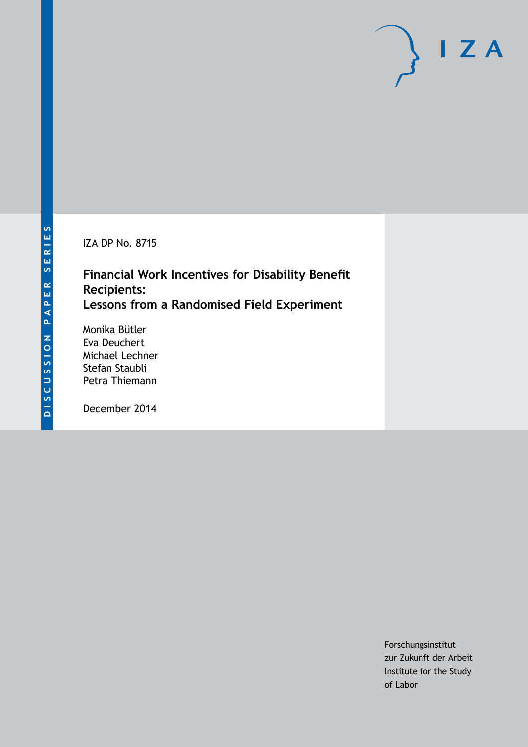DISCUSSION PAPER SERIES

IZA DP No. 8715

# Financial Work Incentives for Disability Benefit Recipients: Lessons from a Randomised Field Experiment

Monika Bütler
Eva Deuchert
Michael Lechner
Stefan Staubli
Petra Thiemann

December 2014

Forschungsinstitut
zur Zukunft der Arbeit
Institute for the Study
of Labor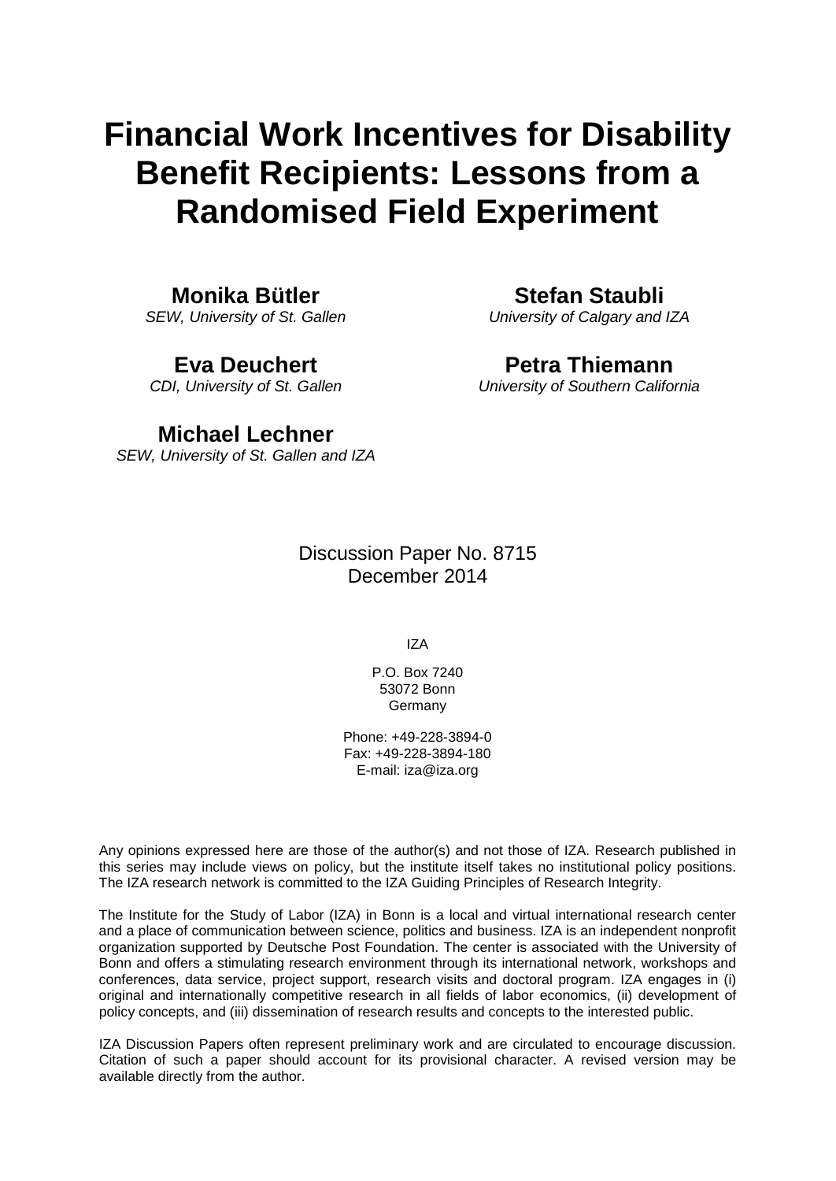# Financial Work Incentives for Disability Benefit Recipients: Lessons from a Randomised Field Experiment

**Monika Bütler**
*SEW, University of St. Gallen*

**Stefan Staubli**
*University of Calgary and IZA*

**Eva Deuchert**
*CDI, University of St. Gallen*

**Petra Thiemann**
*University of Southern California*

**Michael Lechner**
*SEW, University of St. Gallen and IZA*

Discussion Paper No. 8715
December 2014

IZA

P.O. Box 7240
53072 Bonn
Germany

Phone: +49-228-3894-0
Fax: +49-228-3894-180
E-mail: iza@iza.org

Any opinions expressed here are those of the author(s) and not those of IZA. Research published in this series may include views on policy, but the institute itself takes no institutional policy positions. The IZA research network is committed to the IZA Guiding Principles of Research Integrity.

The Institute for the Study of Labor (IZA) in Bonn is a local and virtual international research center and a place of communication between science, politics and business. IZA is an independent nonprofit organization supported by Deutsche Post Foundation. The center is associated with the University of Bonn and offers a stimulating research environment through its international network, workshops and conferences, data service, project support, research visits and doctoral program. IZA engages in (i) original and internationally competitive research in all fields of labor economics, (ii) development of policy concepts, and (iii) dissemination of research results and concepts to the interested public.

IZA Discussion Papers often represent preliminary work and are circulated to encourage discussion. Citation of such a paper should account for its provisional character. A revised version may be available directly from the author.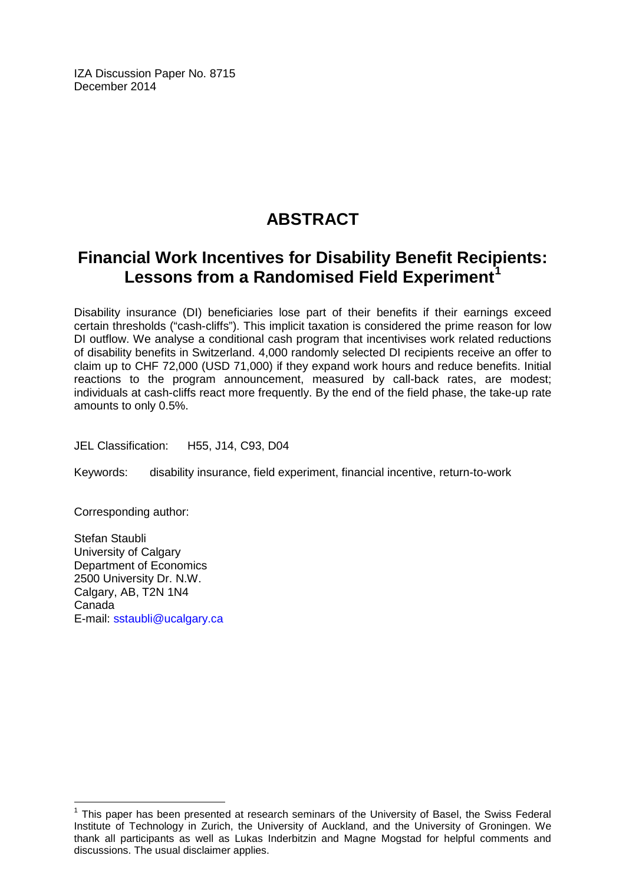IZA Discussion Paper No. 8715
December 2014

# ABSTRACT

## Financial Work Incentives for Disability Benefit Recipients: Lessons from a Randomised Field Experiment[1]

Disability insurance (DI) beneficiaries lose part of their benefits if their earnings exceed certain thresholds ("cash-cliffs"). This implicit taxation is considered the prime reason for low DI outflow. We analyse a conditional cash program that incentivises work related reductions of disability benefits in Switzerland. 4,000 randomly selected DI recipients receive an offer to claim up to CHF 72,000 (USD 71,000) if they expand work hours and reduce benefits. Initial reactions to the program announcement, measured by call-back rates, are modest; individuals at cash-cliffs react more frequently. By the end of the field phase, the take-up rate amounts to only 0.5%.

JEL Classification: H55, J14, C93, D04

Keywords: disability insurance, field experiment, financial incentive, return-to-work

Corresponding author:

Stefan Staubli
University of Calgary
Department of Economics
2500 University Dr. N.W.
Calgary, AB, T2N 1N4
Canada
E-mail: sstaubli@ucalgary.ca

---

[1] This paper has been presented at research seminars of the University of Basel, the Swiss Federal Institute of Technology in Zurich, the University of Auckland, and the University of Groningen. We thank all participants as well as Lukas Inderbitzin and Magne Mogstad for helpful comments and discussions. The usual disclaimer applies.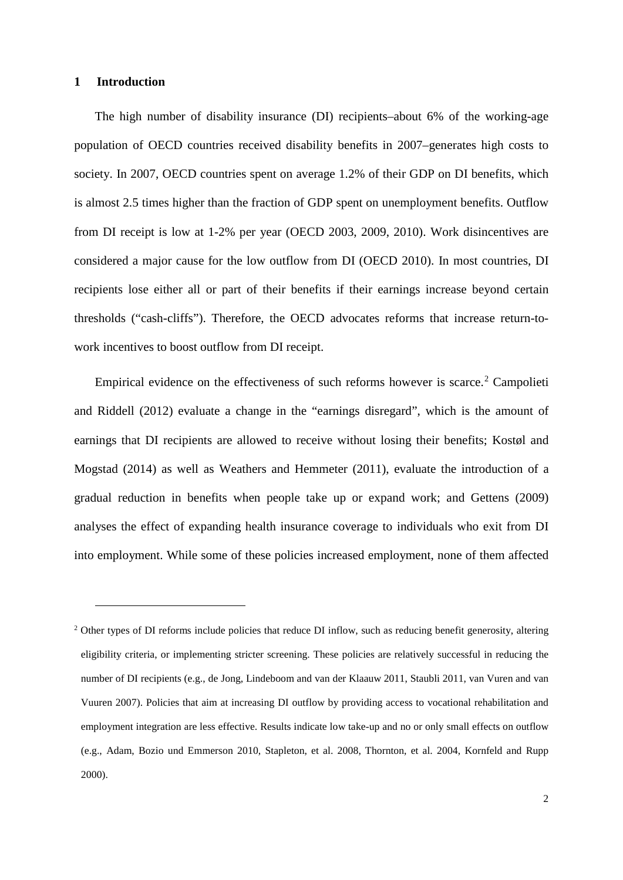# 1 Introduction

The high number of disability insurance (DI) recipients–about 6% of the working-age population of OECD countries received disability benefits in 2007–generates high costs to society. In 2007, OECD countries spent on average 1.2% of their GDP on DI benefits, which is almost 2.5 times higher than the fraction of GDP spent on unemployment benefits. Outflow from DI receipt is low at 1-2% per year (OECD 2003, 2009, 2010). Work disincentives are considered a major cause for the low outflow from DI (OECD 2010). In most countries, DI recipients lose either all or part of their benefits if their earnings increase beyond certain thresholds ("cash-cliffs"). Therefore, the OECD advocates reforms that increase return-to-work incentives to boost outflow from DI receipt.

Empirical evidence on the effectiveness of such reforms however is scarce.[2] Campolieti and Riddell (2012) evaluate a change in the "earnings disregard", which is the amount of earnings that DI recipients are allowed to receive without losing their benefits; Kostøl and Mogstad (2014) as well as Weathers and Hemmeter (2011), evaluate the introduction of a gradual reduction in benefits when people take up or expand work; and Gettens (2009) analyses the effect of expanding health insurance coverage to individuals who exit from DI into employment. While some of these policies increased employment, none of them affected

---

[2] Other types of DI reforms include policies that reduce DI inflow, such as reducing benefit generosity, altering eligibility criteria, or implementing stricter screening. These policies are relatively successful in reducing the number of DI recipients (e.g., de Jong, Lindeboom and van der Klaauw 2011, Staubli 2011, van Vuren and van Vuuren 2007). Policies that aim at increasing DI outflow by providing access to vocational rehabilitation and employment integration are less effective. Results indicate low take-up and no or only small effects on outflow (e.g., Adam, Bozio und Emmerson 2010, Stapleton, et al. 2008, Thornton, et al. 2004, Kornfeld and Rupp 2000).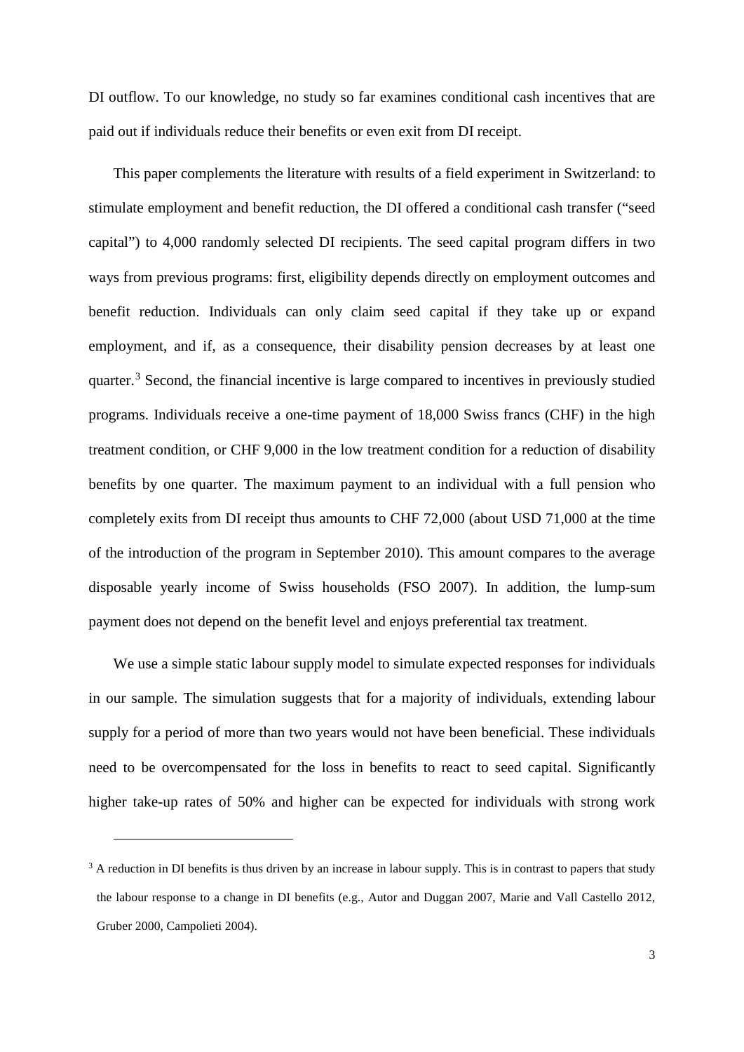DI outflow. To our knowledge, no study so far examines conditional cash incentives that are paid out if individuals reduce their benefits or even exit from DI receipt.

This paper complements the literature with results of a field experiment in Switzerland: to stimulate employment and benefit reduction, the DI offered a conditional cash transfer ("seed capital") to 4,000 randomly selected DI recipients. The seed capital program differs in two ways from previous programs: first, eligibility depends directly on employment outcomes and benefit reduction. Individuals can only claim seed capital if they take up or expand employment, and if, as a consequence, their disability pension decreases by at least one quarter.[3] Second, the financial incentive is large compared to incentives in previously studied programs. Individuals receive a one-time payment of 18,000 Swiss francs (CHF) in the high treatment condition, or CHF 9,000 in the low treatment condition for a reduction of disability benefits by one quarter. The maximum payment to an individual with a full pension who completely exits from DI receipt thus amounts to CHF 72,000 (about USD 71,000 at the time of the introduction of the program in September 2010). This amount compares to the average disposable yearly income of Swiss households (FSO 2007). In addition, the lump-sum payment does not depend on the benefit level and enjoys preferential tax treatment.

We use a simple static labour supply model to simulate expected responses for individuals in our sample. The simulation suggests that for a majority of individuals, extending labour supply for a period of more than two years would not have been beneficial. These individuals need to be overcompensated for the loss in benefits to react to seed capital. Significantly higher take-up rates of 50% and higher can be expected for individuals with strong work

---

[3] A reduction in DI benefits is thus driven by an increase in labour supply. This is in contrast to papers that study the labour response to a change in DI benefits (e.g., Autor and Duggan 2007, Marie and Vall Castello 2012, Gruber 2000, Campolieti 2004).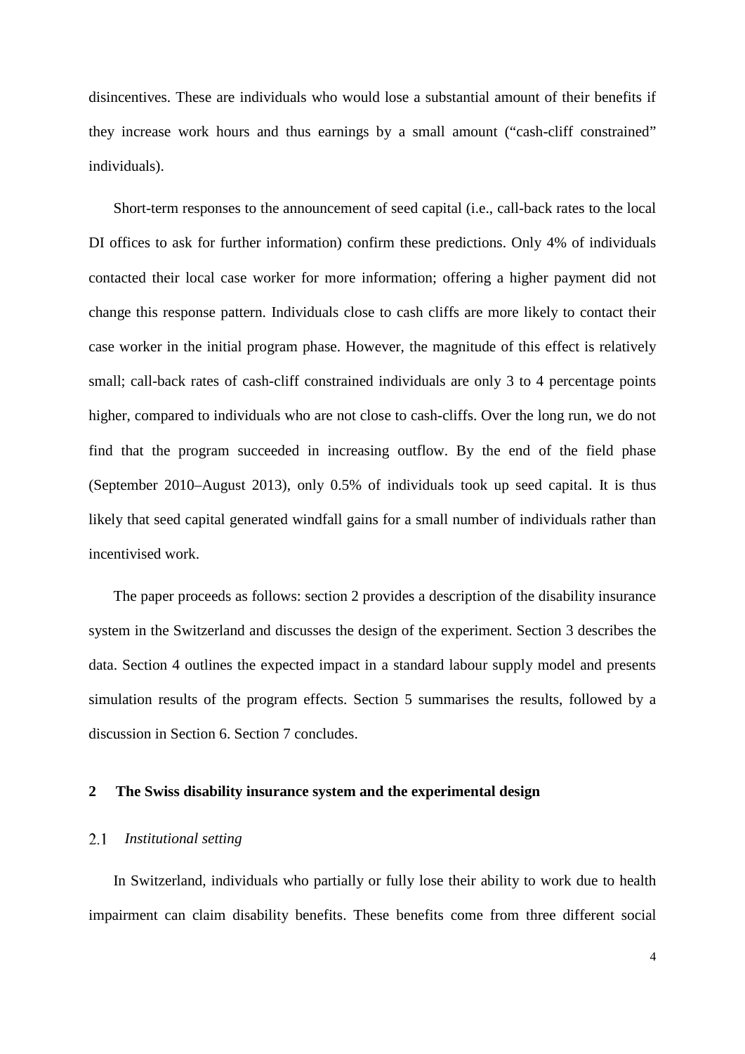disincentives. These are individuals who would lose a substantial amount of their benefits if they increase work hours and thus earnings by a small amount ("cash-cliff constrained" individuals).

Short-term responses to the announcement of seed capital (i.e., call-back rates to the local DI offices to ask for further information) confirm these predictions. Only 4% of individuals contacted their local case worker for more information; offering a higher payment did not change this response pattern. Individuals close to cash cliffs are more likely to contact their case worker in the initial program phase. However, the magnitude of this effect is relatively small; call-back rates of cash-cliff constrained individuals are only 3 to 4 percentage points higher, compared to individuals who are not close to cash-cliffs. Over the long run, we do not find that the program succeeded in increasing outflow. By the end of the field phase (September 2010–August 2013), only 0.5% of individuals took up seed capital. It is thus likely that seed capital generated windfall gains for a small number of individuals rather than incentivised work.

The paper proceeds as follows: section 2 provides a description of the disability insurance system in the Switzerland and discusses the design of the experiment. Section 3 describes the data. Section 4 outlines the expected impact in a standard labour supply model and presents simulation results of the program effects. Section 5 summarises the results, followed by a discussion in Section 6. Section 7 concludes.

## 2 The Swiss disability insurance system and the experimental design

### 2.1 *Institutional setting*

In Switzerland, individuals who partially or fully lose their ability to work due to health impairment can claim disability benefits. These benefits come from three different social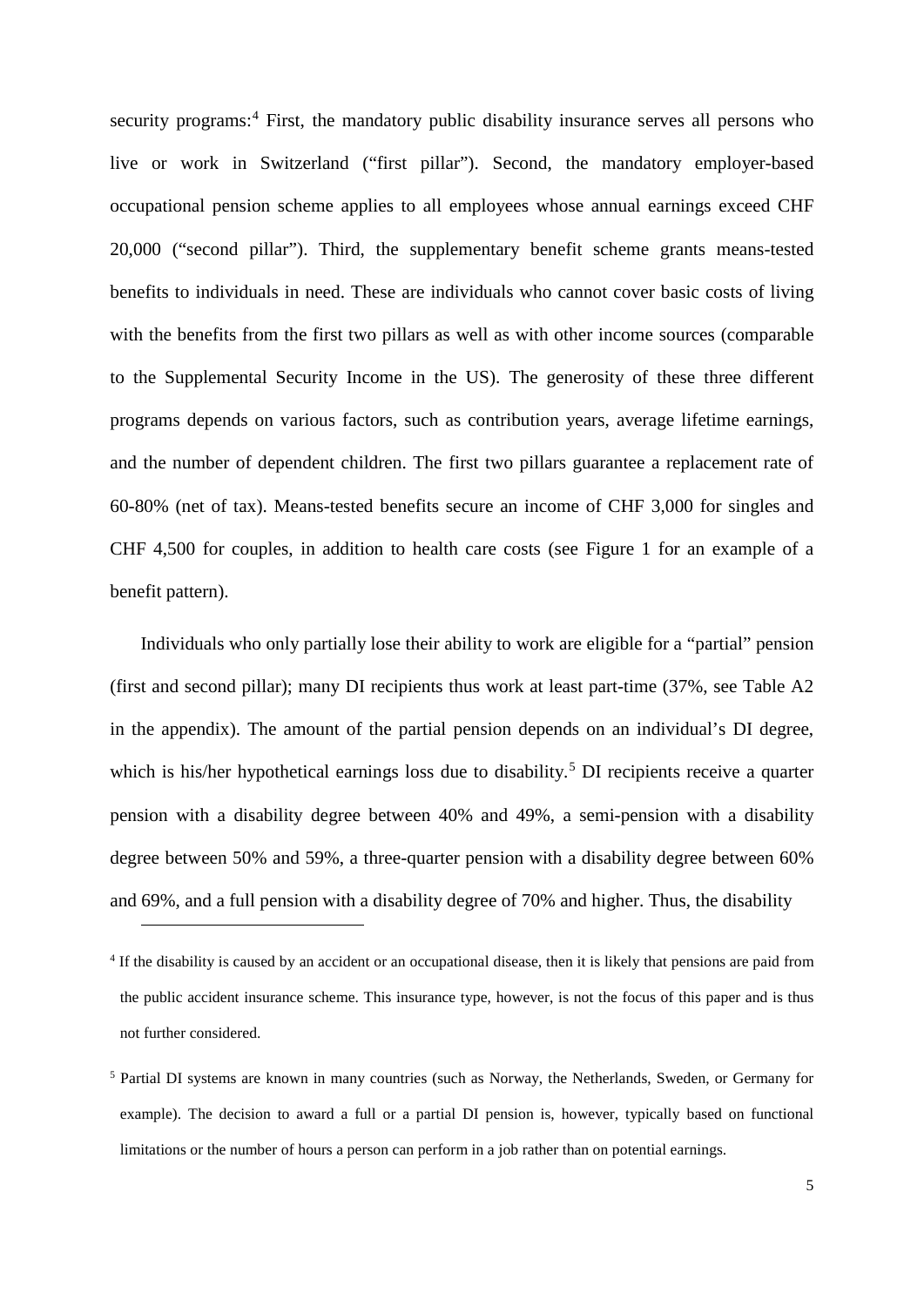security programs:[4] First, the mandatory public disability insurance serves all persons who live or work in Switzerland ("first pillar"). Second, the mandatory employer-based occupational pension scheme applies to all employees whose annual earnings exceed CHF 20,000 ("second pillar"). Third, the supplementary benefit scheme grants means-tested benefits to individuals in need. These are individuals who cannot cover basic costs of living with the benefits from the first two pillars as well as with other income sources (comparable to the Supplemental Security Income in the US). The generosity of these three different programs depends on various factors, such as contribution years, average lifetime earnings, and the number of dependent children. The first two pillars guarantee a replacement rate of 60-80% (net of tax). Means-tested benefits secure an income of CHF 3,000 for singles and CHF 4,500 for couples, in addition to health care costs (see Figure 1 for an example of a benefit pattern).

Individuals who only partially lose their ability to work are eligible for a "partial" pension (first and second pillar); many DI recipients thus work at least part-time (37%, see Table A2 in the appendix). The amount of the partial pension depends on an individual's DI degree, which is his/her hypothetical earnings loss due to disability.[5] DI recipients receive a quarter pension with a disability degree between 40% and 49%, a semi-pension with a disability degree between 50% and 59%, a three-quarter pension with a disability degree between 60% and 69%, and a full pension with a disability degree of 70% and higher. Thus, the disability

[4] If the disability is caused by an accident or an occupational disease, then it is likely that pensions are paid from the public accident insurance scheme. This insurance type, however, is not the focus of this paper and is thus not further considered.

[5] Partial DI systems are known in many countries (such as Norway, the Netherlands, Sweden, or Germany for example). The decision to award a full or a partial DI pension is, however, typically based on functional limitations or the number of hours a person can perform in a job rather than on potential earnings.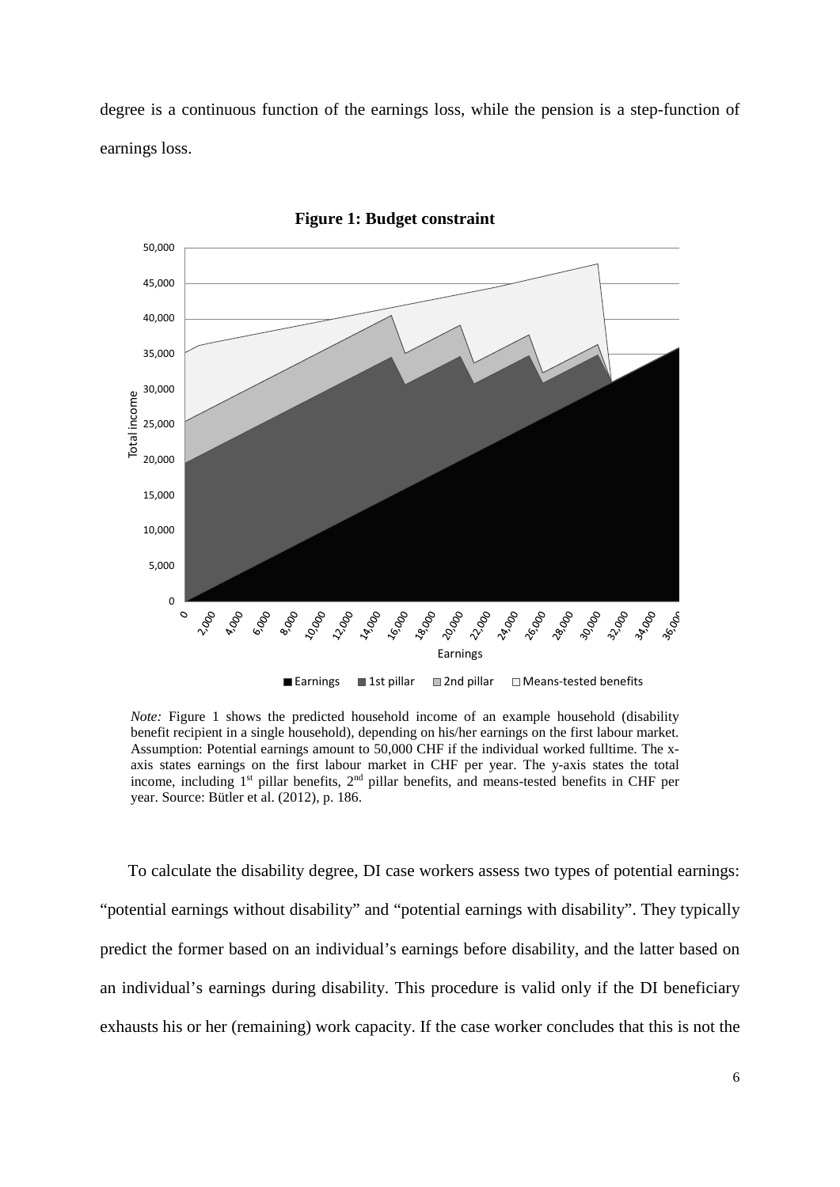degree is a continuous function of the earnings loss, while the pension is a step-function of earnings loss.

**Figure 1: Budget constraint**

*Note:* Figure 1 shows the predicted household income of an example household (disability benefit recipient in a single household), depending on his/her earnings on the first labour market. Assumption: Potential earnings amount to 50,000 CHF if the individual worked fulltime. The x-axis states earnings on the first labour market in CHF per year. The y-axis states the total income, including 1st pillar benefits, 2nd pillar benefits, and means-tested benefits in CHF per year. Source: Bütler et al. (2012), p. 186.

To calculate the disability degree, DI case workers assess two types of potential earnings: "potential earnings without disability" and "potential earnings with disability". They typically predict the former based on an individual's earnings before disability, and the latter based on an individual's earnings during disability. This procedure is valid only if the DI beneficiary exhausts his or her (remaining) work capacity. If the case worker concludes that this is not the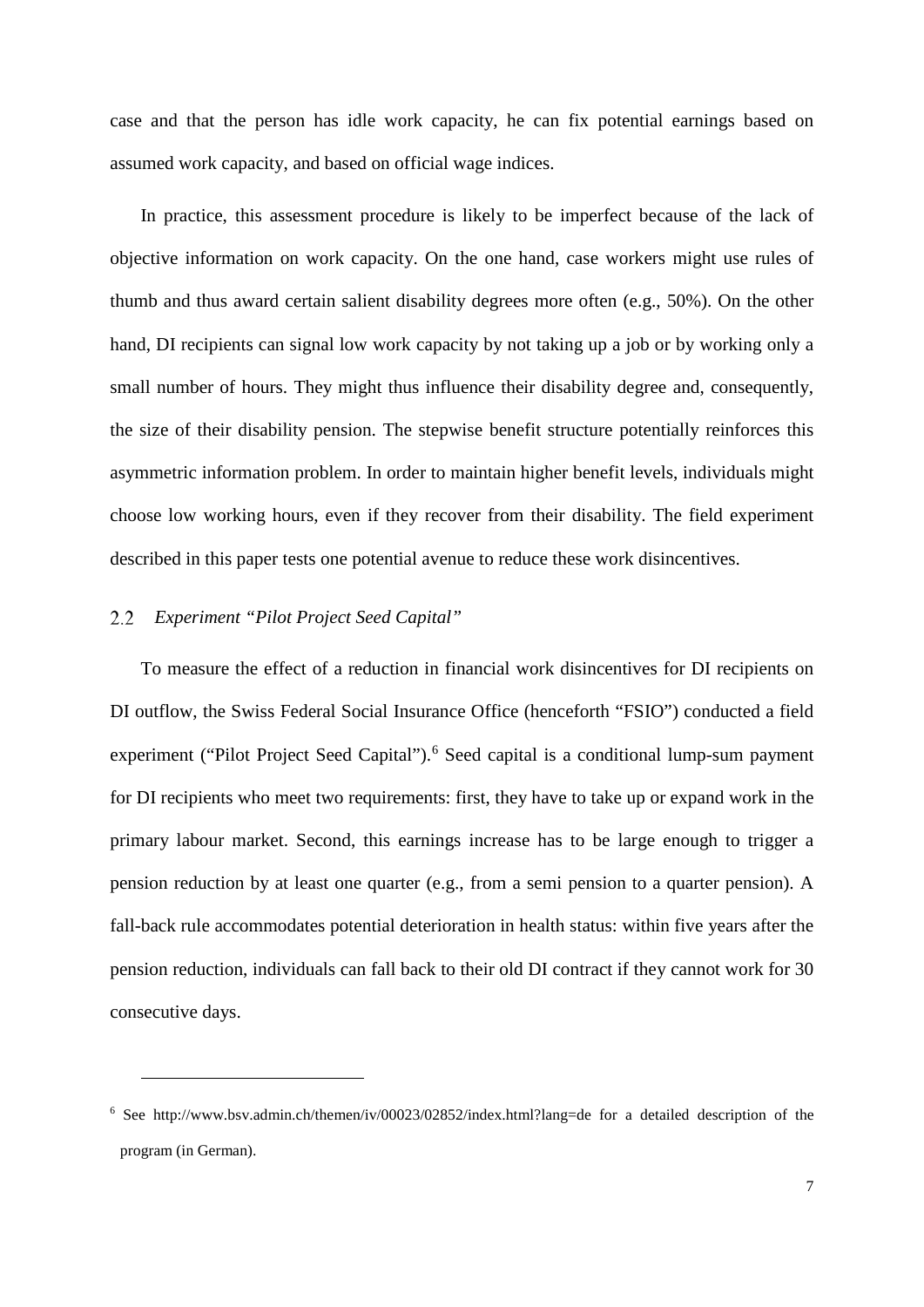case and that the person has idle work capacity, he can fix potential earnings based on assumed work capacity, and based on official wage indices.

In practice, this assessment procedure is likely to be imperfect because of the lack of objective information on work capacity. On the one hand, case workers might use rules of thumb and thus award certain salient disability degrees more often (e.g., 50%). On the other hand, DI recipients can signal low work capacity by not taking up a job or by working only a small number of hours. They might thus influence their disability degree and, consequently, the size of their disability pension. The stepwise benefit structure potentially reinforces this asymmetric information problem. In order to maintain higher benefit levels, individuals might choose low working hours, even if they recover from their disability. The field experiment described in this paper tests one potential avenue to reduce these work disincentives.

## 2.2 *Experiment "Pilot Project Seed Capital"*

To measure the effect of a reduction in financial work disincentives for DI recipients on DI outflow, the Swiss Federal Social Insurance Office (henceforth "FSIO") conducted a field experiment ("Pilot Project Seed Capital").[6] Seed capital is a conditional lump-sum payment for DI recipients who meet two requirements: first, they have to take up or expand work in the primary labour market. Second, this earnings increase has to be large enough to trigger a pension reduction by at least one quarter (e.g., from a semi pension to a quarter pension). A fall-back rule accommodates potential deterioration in health status: within five years after the pension reduction, individuals can fall back to their old DI contract if they cannot work for 30 consecutive days.

---

[6] See http://www.bsv.admin.ch/themen/iv/00023/02852/index.html?lang=de for a detailed description of the program (in German).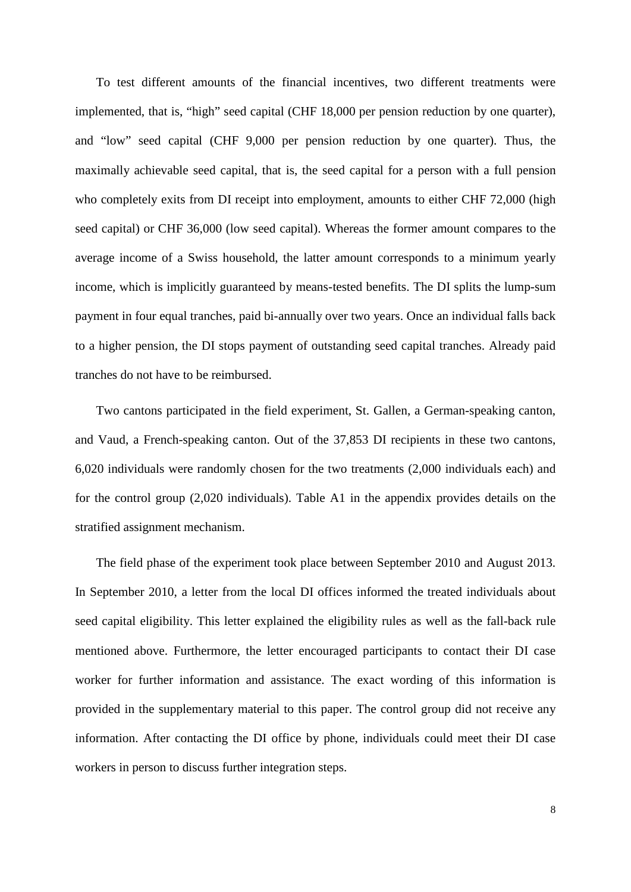To test different amounts of the financial incentives, two different treatments were implemented, that is, “high” seed capital (CHF 18,000 per pension reduction by one quarter), and “low” seed capital (CHF 9,000 per pension reduction by one quarter). Thus, the maximally achievable seed capital, that is, the seed capital for a person with a full pension who completely exits from DI receipt into employment, amounts to either CHF 72,000 (high seed capital) or CHF 36,000 (low seed capital). Whereas the former amount compares to the average income of a Swiss household, the latter amount corresponds to a minimum yearly income, which is implicitly guaranteed by means-tested benefits. The DI splits the lump-sum payment in four equal tranches, paid bi-annually over two years. Once an individual falls back to a higher pension, the DI stops payment of outstanding seed capital tranches. Already paid tranches do not have to be reimbursed.

Two cantons participated in the field experiment, St. Gallen, a German-speaking canton, and Vaud, a French-speaking canton. Out of the 37,853 DI recipients in these two cantons, 6,020 individuals were randomly chosen for the two treatments (2,000 individuals each) and for the control group (2,020 individuals). Table A1 in the appendix provides details on the stratified assignment mechanism.

The field phase of the experiment took place between September 2010 and August 2013. In September 2010, a letter from the local DI offices informed the treated individuals about seed capital eligibility. This letter explained the eligibility rules as well as the fall-back rule mentioned above. Furthermore, the letter encouraged participants to contact their DI case worker for further information and assistance. The exact wording of this information is provided in the supplementary material to this paper. The control group did not receive any information. After contacting the DI office by phone, individuals could meet their DI case workers in person to discuss further integration steps.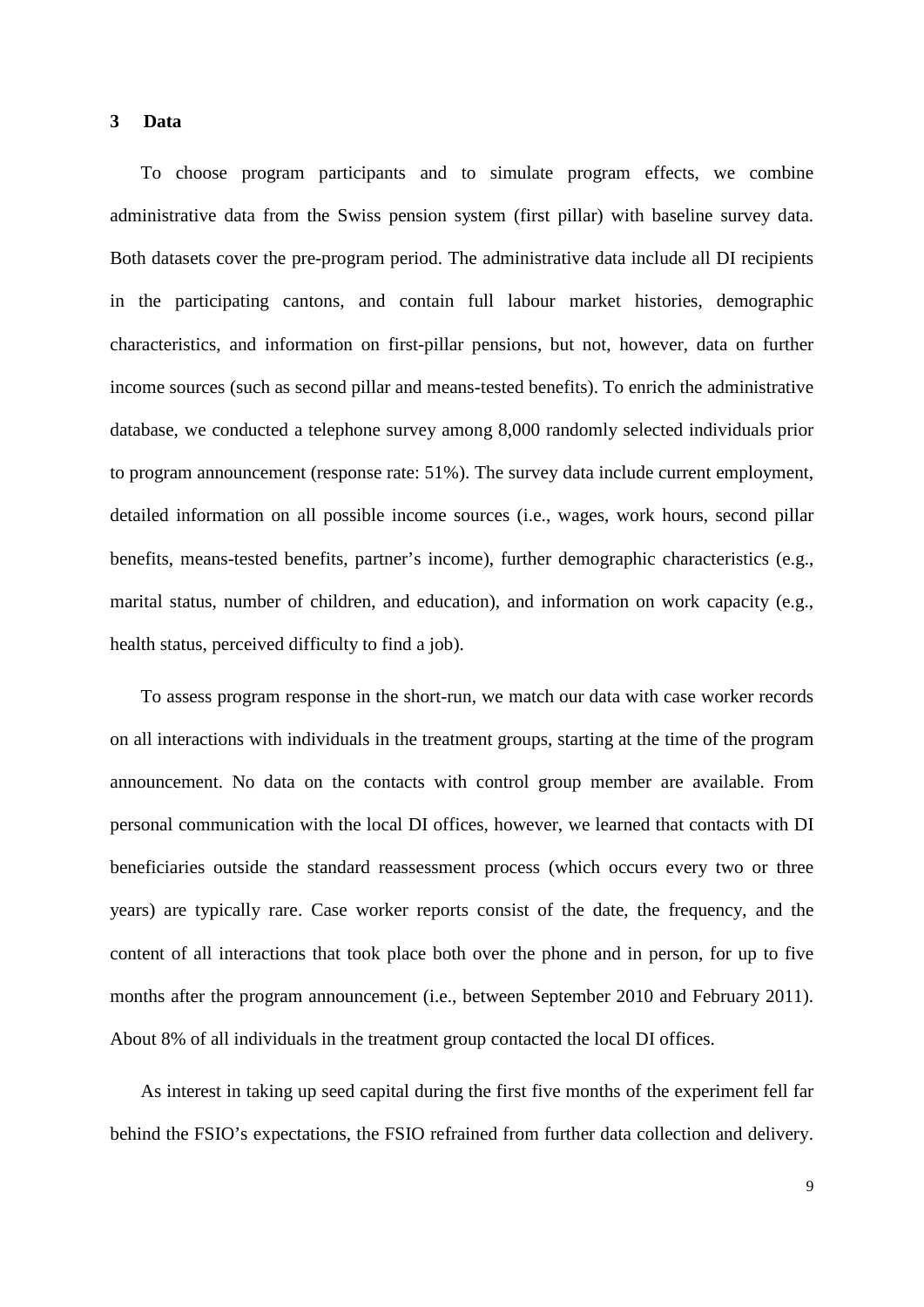## 3 Data

To choose program participants and to simulate program effects, we combine administrative data from the Swiss pension system (first pillar) with baseline survey data. Both datasets cover the pre-program period. The administrative data include all DI recipients in the participating cantons, and contain full labour market histories, demographic characteristics, and information on first-pillar pensions, but not, however, data on further income sources (such as second pillar and means-tested benefits). To enrich the administrative database, we conducted a telephone survey among 8,000 randomly selected individuals prior to program announcement (response rate: 51%). The survey data include current employment, detailed information on all possible income sources (i.e., wages, work hours, second pillar benefits, means-tested benefits, partner's income), further demographic characteristics (e.g., marital status, number of children, and education), and information on work capacity (e.g., health status, perceived difficulty to find a job).

To assess program response in the short-run, we match our data with case worker records on all interactions with individuals in the treatment groups, starting at the time of the program announcement. No data on the contacts with control group member are available. From personal communication with the local DI offices, however, we learned that contacts with DI beneficiaries outside the standard reassessment process (which occurs every two or three years) are typically rare. Case worker reports consist of the date, the frequency, and the content of all interactions that took place both over the phone and in person, for up to five months after the program announcement (i.e., between September 2010 and February 2011). About 8% of all individuals in the treatment group contacted the local DI offices.

As interest in taking up seed capital during the first five months of the experiment fell far behind the FSIO's expectations, the FSIO refrained from further data collection and delivery.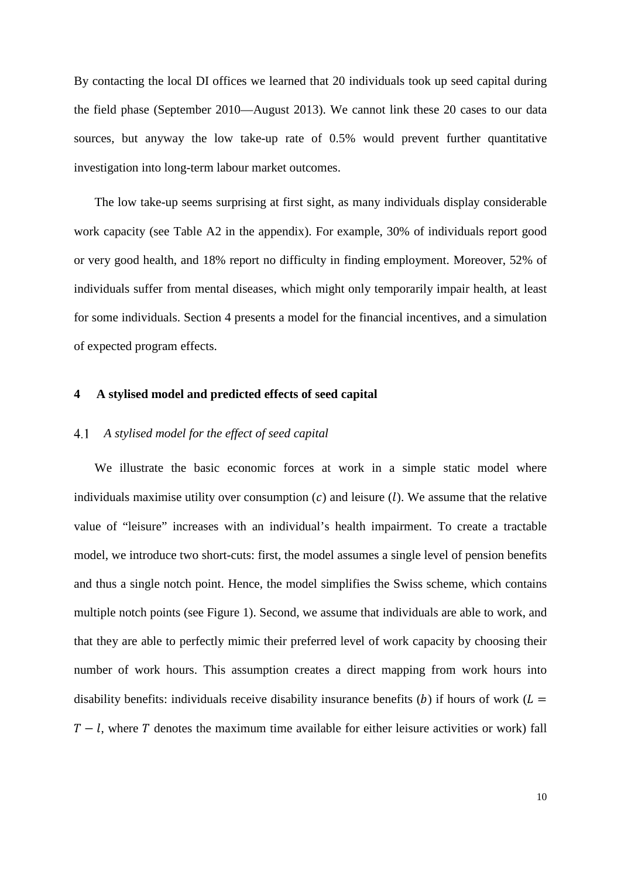By contacting the local DI offices we learned that 20 individuals took up seed capital during the field phase (September 2010—August 2013). We cannot link these 20 cases to our data sources, but anyway the low take-up rate of 0.5% would prevent further quantitative investigation into long-term labour market outcomes.

The low take-up seems surprising at first sight, as many individuals display considerable work capacity (see Table A2 in the appendix). For example, 30% of individuals report good or very good health, and 18% report no difficulty in finding employment. Moreover, 52% of individuals suffer from mental diseases, which might only temporarily impair health, at least for some individuals. Section 4 presents a model for the financial incentives, and a simulation of expected program effects.

## 4 A stylised model and predicted effects of seed capital

### 4.1 *A stylised model for the effect of seed capital*

We illustrate the basic economic forces at work in a simple static model where individuals maximise utility over consumption ($c$) and leisure ($l$). We assume that the relative value of "leisure" increases with an individual's health impairment. To create a tractable model, we introduce two short-cuts: first, the model assumes a single level of pension benefits and thus a single notch point. Hence, the model simplifies the Swiss scheme, which contains multiple notch points (see Figure 1). Second, we assume that individuals are able to work, and that they are able to perfectly mimic their preferred level of work capacity by choosing their number of work hours. This assumption creates a direct mapping from work hours into disability benefits: individuals receive disability insurance benefits ($b$) if hours of work ($L = T - l$, where $T$ denotes the maximum time available for either leisure activities or work) fall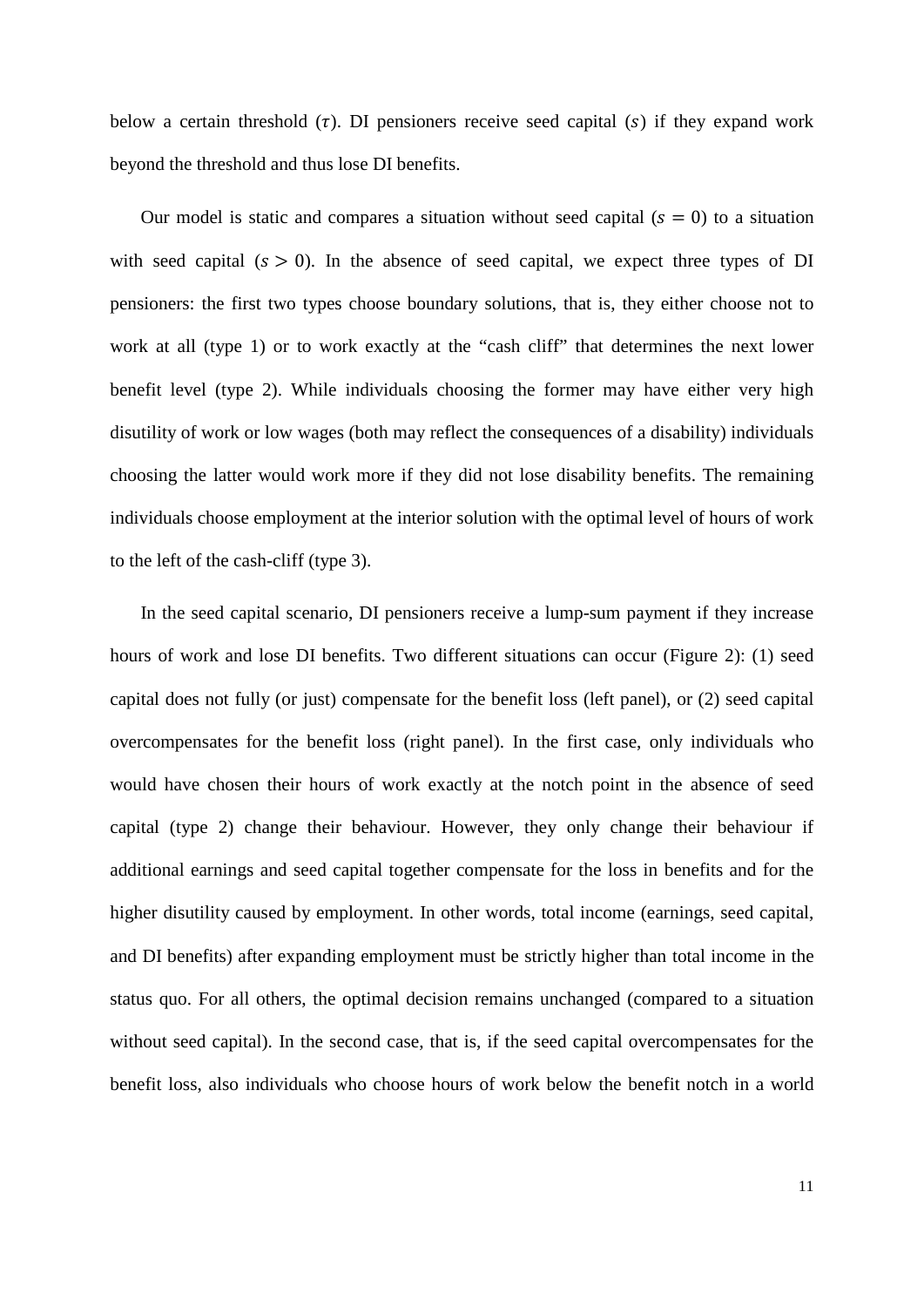below a certain threshold ($\tau$). DI pensioners receive seed capital ($s$) if they expand work beyond the threshold and thus lose DI benefits.

Our model is static and compares a situation without seed capital ($s = 0$) to a situation with seed capital ($s > 0$). In the absence of seed capital, we expect three types of DI pensioners: the first two types choose boundary solutions, that is, they either choose not to work at all (type 1) or to work exactly at the "cash cliff" that determines the next lower benefit level (type 2). While individuals choosing the former may have either very high disutility of work or low wages (both may reflect the consequences of a disability) individuals choosing the latter would work more if they did not lose disability benefits. The remaining individuals choose employment at the interior solution with the optimal level of hours of work to the left of the cash-cliff (type 3).

In the seed capital scenario, DI pensioners receive a lump-sum payment if they increase hours of work and lose DI benefits. Two different situations can occur (Figure 2): (1) seed capital does not fully (or just) compensate for the benefit loss (left panel), or (2) seed capital overcompensates for the benefit loss (right panel). In the first case, only individuals who would have chosen their hours of work exactly at the notch point in the absence of seed capital (type 2) change their behaviour. However, they only change their behaviour if additional earnings and seed capital together compensate for the loss in benefits and for the higher disutility caused by employment. In other words, total income (earnings, seed capital, and DI benefits) after expanding employment must be strictly higher than total income in the status quo. For all others, the optimal decision remains unchanged (compared to a situation without seed capital). In the second case, that is, if the seed capital overcompensates for the benefit loss, also individuals who choose hours of work below the benefit notch in a world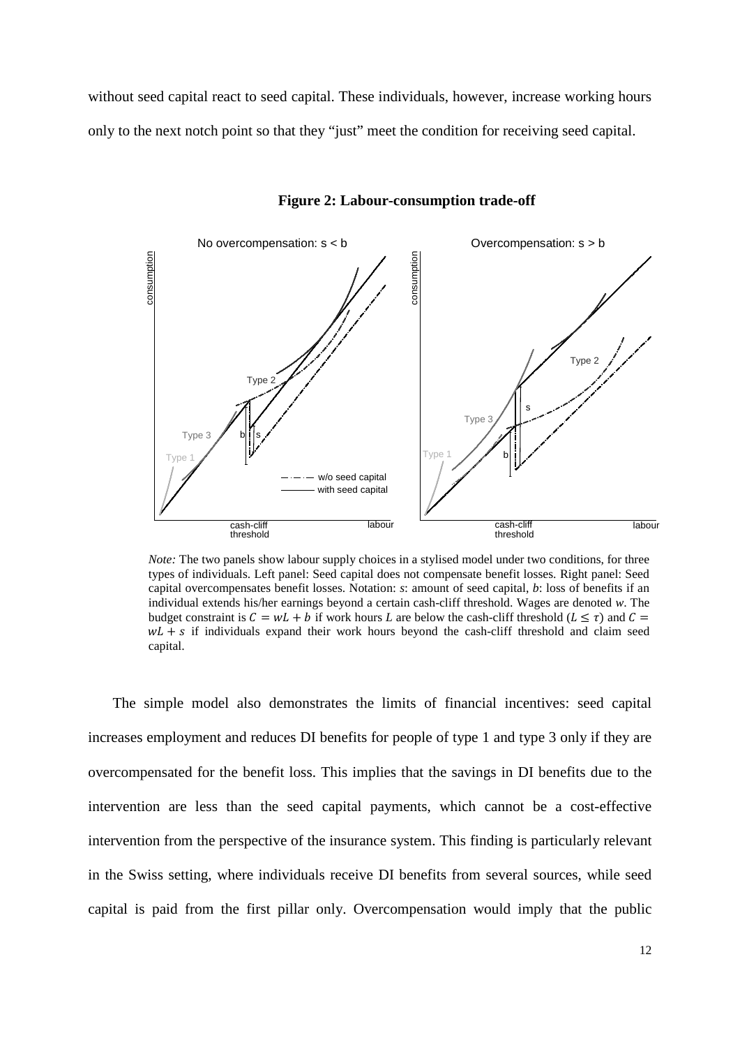without seed capital react to seed capital. These individuals, however, increase working hours only to the next notch point so that they "just" meet the condition for receiving seed capital.

**Figure 2: Labour-consumption trade-off**

*Note:* The two panels show labour supply choices in a stylised model under two conditions, for three types of individuals. Left panel: Seed capital does not compensate benefit losses. Right panel: Seed capital overcompensates benefit losses. Notation: *s*: amount of seed capital, *b*: loss of benefits if an individual extends his/her earnings beyond a certain cash-cliff threshold. Wages are denoted *w*. The budget constraint is $C = wL + b$ if work hours *L* are below the cash-cliff threshold ($L \leq \tau$) and $C = wL + s$ if individuals expand their work hours beyond the cash-cliff threshold and claim seed capital.

The simple model also demonstrates the limits of financial incentives: seed capital increases employment and reduces DI benefits for people of type 1 and type 3 only if they are overcompensated for the benefit loss. This implies that the savings in DI benefits due to the intervention are less than the seed capital payments, which cannot be a cost-effective intervention from the perspective of the insurance system. This finding is particularly relevant in the Swiss setting, where individuals receive DI benefits from several sources, while seed capital is paid from the first pillar only. Overcompensation would imply that the public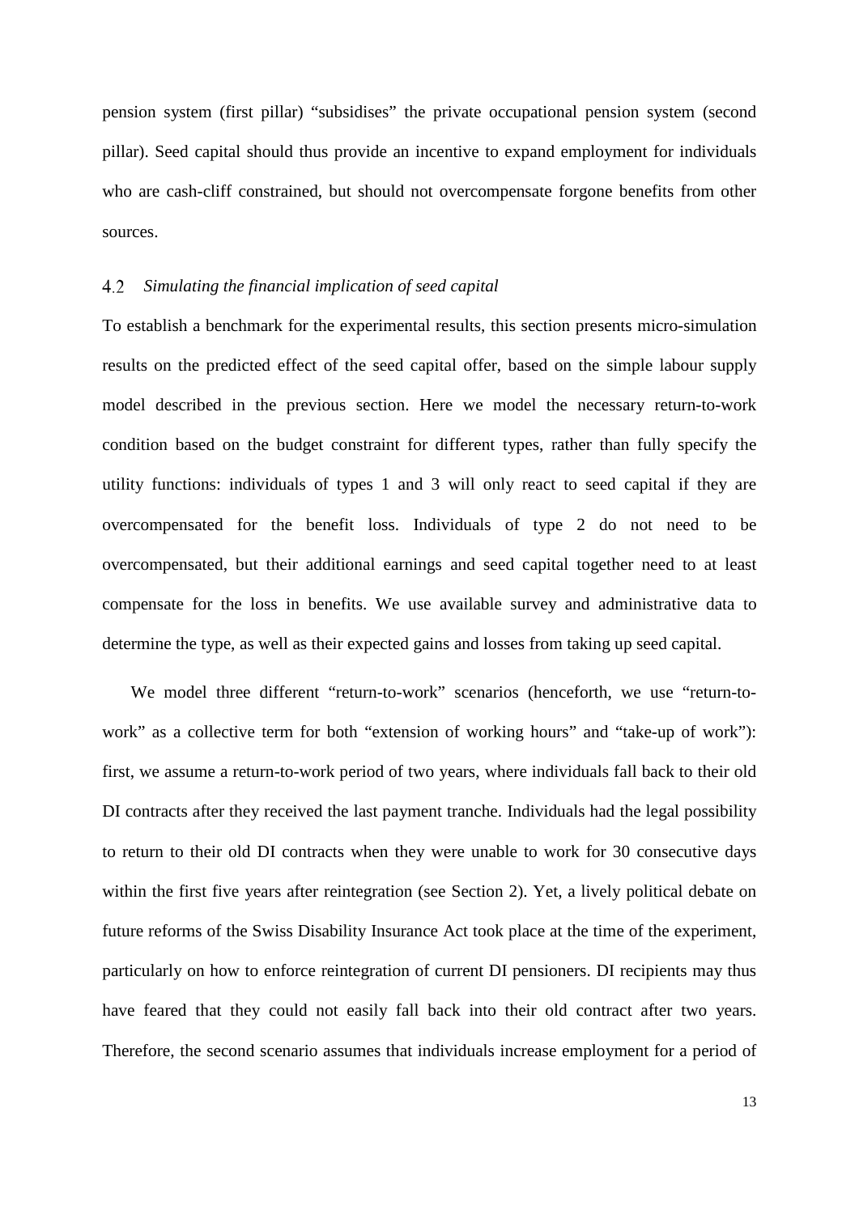pension system (first pillar) "subsidises" the private occupational pension system (second pillar). Seed capital should thus provide an incentive to expand employment for individuals who are cash-cliff constrained, but should not overcompensate forgone benefits from other sources.

### 4.2 *Simulating the financial implication of seed capital*

To establish a benchmark for the experimental results, this section presents micro-simulation results on the predicted effect of the seed capital offer, based on the simple labour supply model described in the previous section. Here we model the necessary return-to-work condition based on the budget constraint for different types, rather than fully specify the utility functions: individuals of types 1 and 3 will only react to seed capital if they are overcompensated for the benefit loss. Individuals of type 2 do not need to be overcompensated, but their additional earnings and seed capital together need to at least compensate for the loss in benefits. We use available survey and administrative data to determine the type, as well as their expected gains and losses from taking up seed capital.

We model three different "return-to-work" scenarios (henceforth, we use "return-to-work" as a collective term for both "extension of working hours" and "take-up of work"): first, we assume a return-to-work period of two years, where individuals fall back to their old DI contracts after they received the last payment tranche. Individuals had the legal possibility to return to their old DI contracts when they were unable to work for 30 consecutive days within the first five years after reintegration (see Section 2). Yet, a lively political debate on future reforms of the Swiss Disability Insurance Act took place at the time of the experiment, particularly on how to enforce reintegration of current DI pensioners. DI recipients may thus have feared that they could not easily fall back into their old contract after two years. Therefore, the second scenario assumes that individuals increase employment for a period of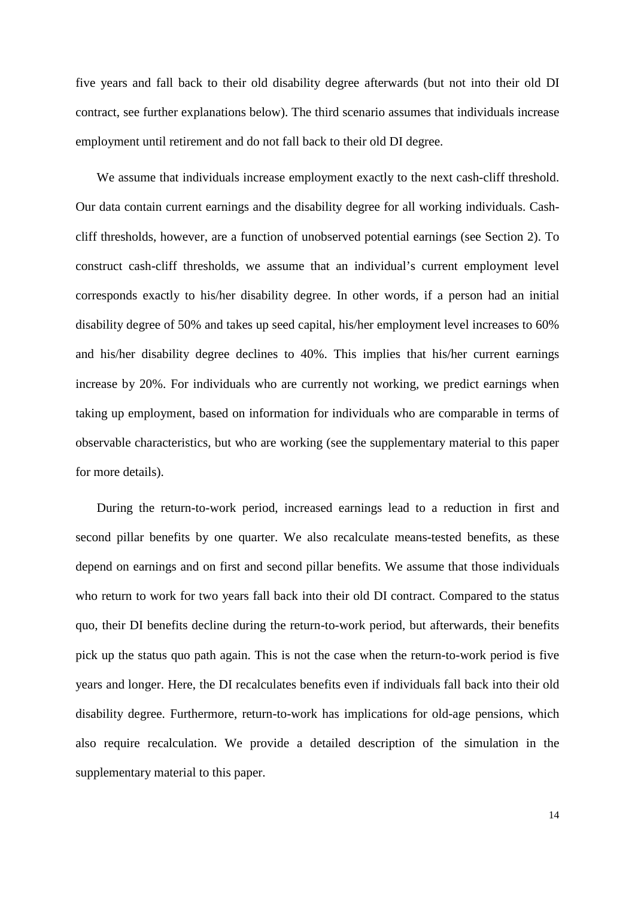five years and fall back to their old disability degree afterwards (but not into their old DI contract, see further explanations below). The third scenario assumes that individuals increase employment until retirement and do not fall back to their old DI degree.

We assume that individuals increase employment exactly to the next cash-cliff threshold. Our data contain current earnings and the disability degree for all working individuals. Cash-cliff thresholds, however, are a function of unobserved potential earnings (see Section 2). To construct cash-cliff thresholds, we assume that an individual's current employment level corresponds exactly to his/her disability degree. In other words, if a person had an initial disability degree of 50% and takes up seed capital, his/her employment level increases to 60% and his/her disability degree declines to 40%. This implies that his/her current earnings increase by 20%. For individuals who are currently not working, we predict earnings when taking up employment, based on information for individuals who are comparable in terms of observable characteristics, but who are working (see the supplementary material to this paper for more details).

During the return-to-work period, increased earnings lead to a reduction in first and second pillar benefits by one quarter. We also recalculate means-tested benefits, as these depend on earnings and on first and second pillar benefits. We assume that those individuals who return to work for two years fall back into their old DI contract. Compared to the status quo, their DI benefits decline during the return-to-work period, but afterwards, their benefits pick up the status quo path again. This is not the case when the return-to-work period is five years and longer. Here, the DI recalculates benefits even if individuals fall back into their old disability degree. Furthermore, return-to-work has implications for old-age pensions, which also require recalculation. We provide a detailed description of the simulation in the supplementary material to this paper.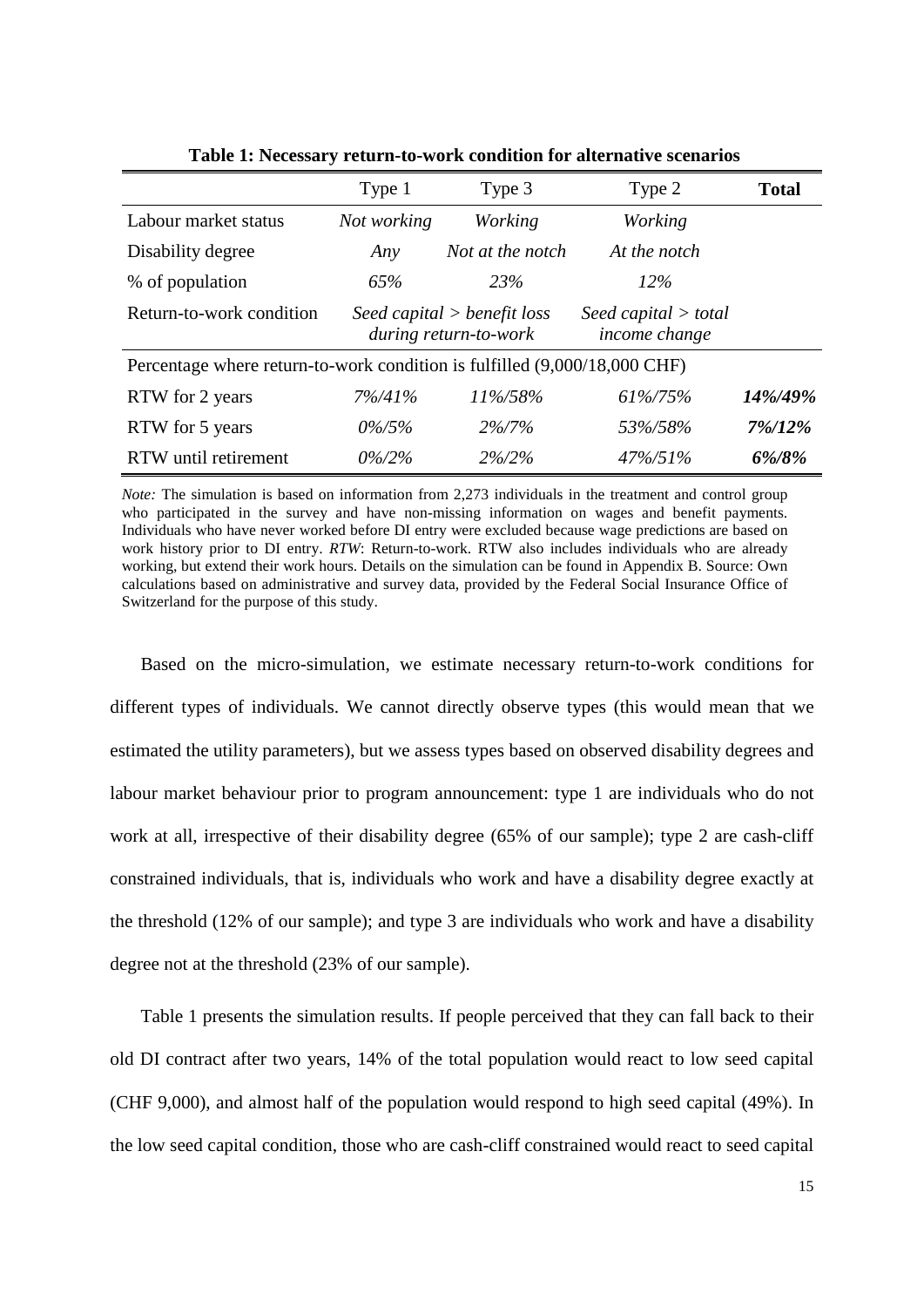**Table 1: Necessary return-to-work condition for alternative scenarios**

| | Type 1 | Type 3 | Type 2 | **Total** |
|---|---|---|---|---|
| Labour market status | *Not working* | *Working* | *Working* | |
| Disability degree | *Any* | *Not at the notch* | *At the notch* | |
| % of population | *65%* | *23%* | *12%* | |
| Return-to-work condition | *Seed capital > benefit loss during return-to-work* | | *Seed capital > total income change* | |
| Percentage where return-to-work condition is fulfilled (9,000/18,000 CHF) | | | | |
| RTW for 2 years | *7%/41%* | *11%/58%* | *61%/75%* | ***14%/49%*** |
| RTW for 5 years | *0%/5%* | *2%/7%* | *53%/58%* | ***7%/12%*** |
| RTW until retirement | *0%/2%* | *2%/2%* | *47%/51%* | ***6%/8%*** |

*Note:* The simulation is based on information from 2,273 individuals in the treatment and control group who participated in the survey and have non-missing information on wages and benefit payments. Individuals who have never worked before DI entry were excluded because wage predictions are based on work history prior to DI entry. *RTW*: Return-to-work. RTW also includes individuals who are already working, but extend their work hours. Details on the simulation can be found in Appendix B. Source: Own calculations based on administrative and survey data, provided by the Federal Social Insurance Office of Switzerland for the purpose of this study.

Based on the micro-simulation, we estimate necessary return-to-work conditions for different types of individuals. We cannot directly observe types (this would mean that we estimated the utility parameters), but we assess types based on observed disability degrees and labour market behaviour prior to program announcement: type 1 are individuals who do not work at all, irrespective of their disability degree (65% of our sample); type 2 are cash-cliff constrained individuals, that is, individuals who work and have a disability degree exactly at the threshold (12% of our sample); and type 3 are individuals who work and have a disability degree not at the threshold (23% of our sample).

Table 1 presents the simulation results. If people perceived that they can fall back to their old DI contract after two years, 14% of the total population would react to low seed capital (CHF 9,000), and almost half of the population would respond to high seed capital (49%). In the low seed capital condition, those who are cash-cliff constrained would react to seed capital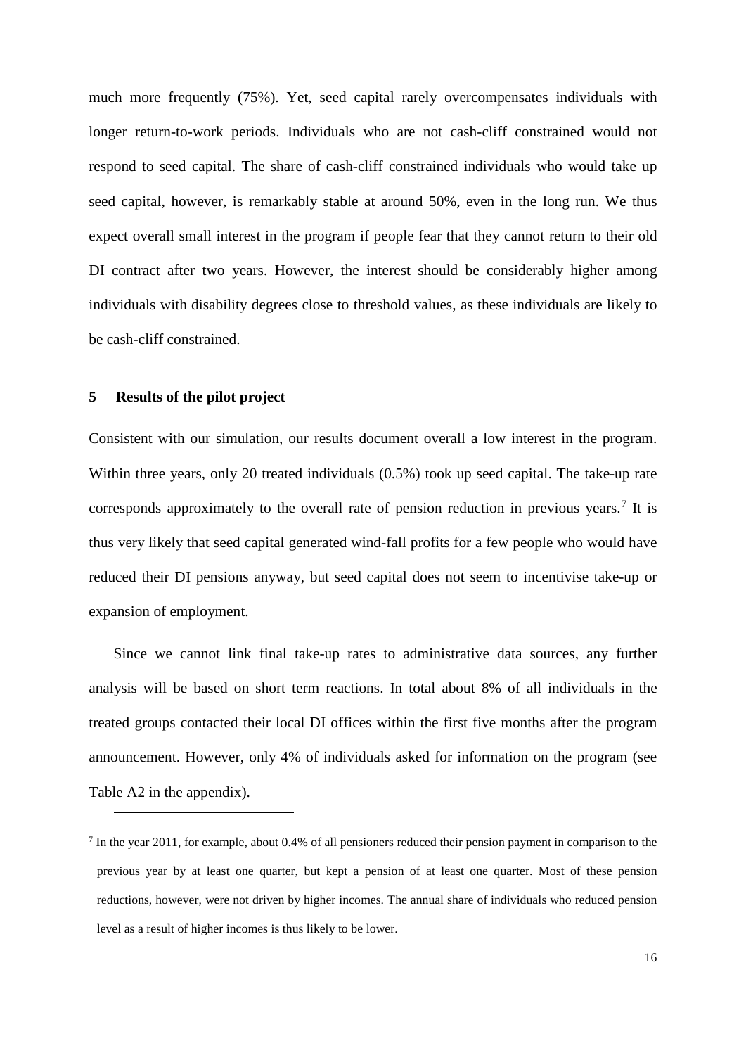much more frequently (75%). Yet, seed capital rarely overcompensates individuals with longer return-to-work periods. Individuals who are not cash-cliff constrained would not respond to seed capital. The share of cash-cliff constrained individuals who would take up seed capital, however, is remarkably stable at around 50%, even in the long run. We thus expect overall small interest in the program if people fear that they cannot return to their old DI contract after two years. However, the interest should be considerably higher among individuals with disability degrees close to threshold values, as these individuals are likely to be cash-cliff constrained.

## 5 Results of the pilot project

Consistent with our simulation, our results document overall a low interest in the program. Within three years, only 20 treated individuals (0.5%) took up seed capital. The take-up rate corresponds approximately to the overall rate of pension reduction in previous years.[7] It is thus very likely that seed capital generated wind-fall profits for a few people who would have reduced their DI pensions anyway, but seed capital does not seem to incentivise take-up or expansion of employment.

Since we cannot link final take-up rates to administrative data sources, any further analysis will be based on short term reactions. In total about 8% of all individuals in the treated groups contacted their local DI offices within the first five months after the program announcement. However, only 4% of individuals asked for information on the program (see Table A2 in the appendix).

[7] In the year 2011, for example, about 0.4% of all pensioners reduced their pension payment in comparison to the previous year by at least one quarter, but kept a pension of at least one quarter. Most of these pension reductions, however, were not driven by higher incomes. The annual share of individuals who reduced pension level as a result of higher incomes is thus likely to be lower.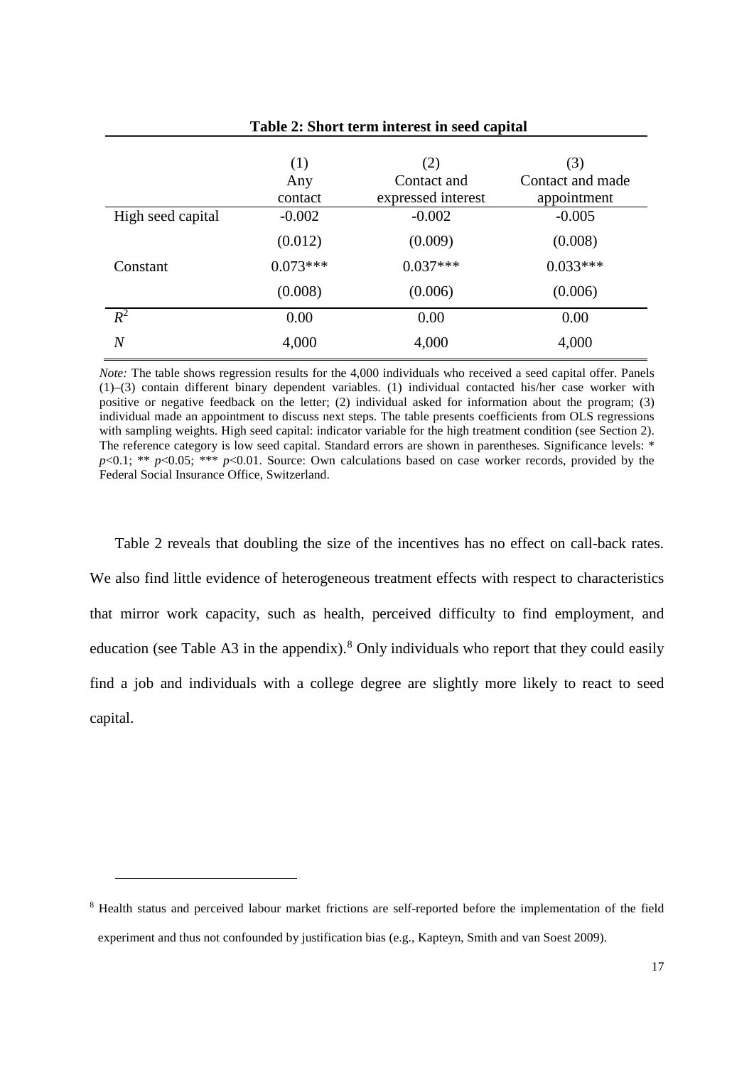**Table 2: Short term interest in seed capital**

| | (1)<br>Any<br>contact | (2)<br>Contact and<br>expressed interest | (3)<br>Contact and made<br>appointment |
|---|---|---|---|
| High seed capital | -0.002 | -0.002 | -0.005 |
| | (0.012) | (0.009) | (0.008) |
| Constant | 0.073*** | 0.037*** | 0.033*** |
| | (0.008) | (0.006) | (0.006) |
| $R^2$ | 0.00 | 0.00 | 0.00 |
| $N$ | 4,000 | 4,000 | 4,000 |

*Note:* The table shows regression results for the 4,000 individuals who received a seed capital offer. Panels (1)–(3) contain different binary dependent variables. (1) individual contacted his/her case worker with positive or negative feedback on the letter; (2) individual asked for information about the program; (3) individual made an appointment to discuss next steps. The table presents coefficients from OLS regressions with sampling weights. High seed capital: indicator variable for the high treatment condition (see Section 2). The reference category is low seed capital. Standard errors are shown in parentheses. Significance levels: * $p$<0.1; ** $p$<0.05; *** $p$<0.01. Source: Own calculations based on case worker records, provided by the Federal Social Insurance Office, Switzerland.

Table 2 reveals that doubling the size of the incentives has no effect on call-back rates. We also find little evidence of heterogeneous treatment effects with respect to characteristics that mirror work capacity, such as health, perceived difficulty to find employment, and education (see Table A3 in the appendix).[8] Only individuals who report that they could easily find a job and individuals with a college degree are slightly more likely to react to seed capital.

[8] Health status and perceived labour market frictions are self-reported before the implementation of the field experiment and thus not confounded by justification bias (e.g., Kapteyn, Smith and van Soest 2009).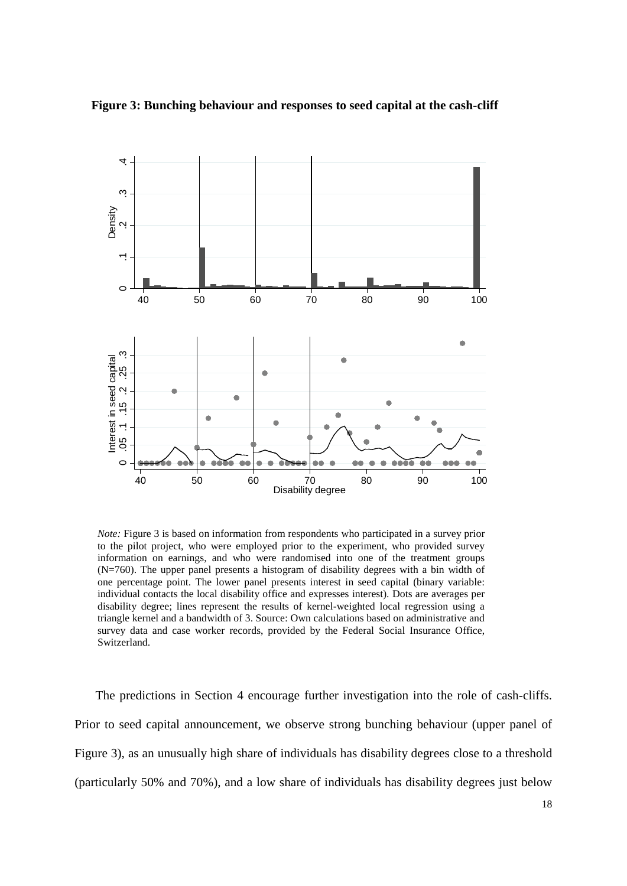**Figure 3: Bunching behaviour and responses to seed capital at the cash-cliff**

*Note:* Figure 3 is based on information from respondents who participated in a survey prior to the pilot project, who were employed prior to the experiment, who provided survey information on earnings, and who were randomised into one of the treatment groups (N=760). The upper panel presents a histogram of disability degrees with a bin width of one percentage point. The lower panel presents interest in seed capital (binary variable: individual contacts the local disability office and expresses interest). Dots are averages per disability degree; lines represent the results of kernel-weighted local regression using a triangle kernel and a bandwidth of 3. Source: Own calculations based on administrative and survey data and case worker records, provided by the Federal Social Insurance Office, Switzerland.

The predictions in Section 4 encourage further investigation into the role of cash-cliffs. Prior to seed capital announcement, we observe strong bunching behaviour (upper panel of Figure 3), as an unusually high share of individuals has disability degrees close to a threshold (particularly 50% and 70%), and a low share of individuals has disability degrees just below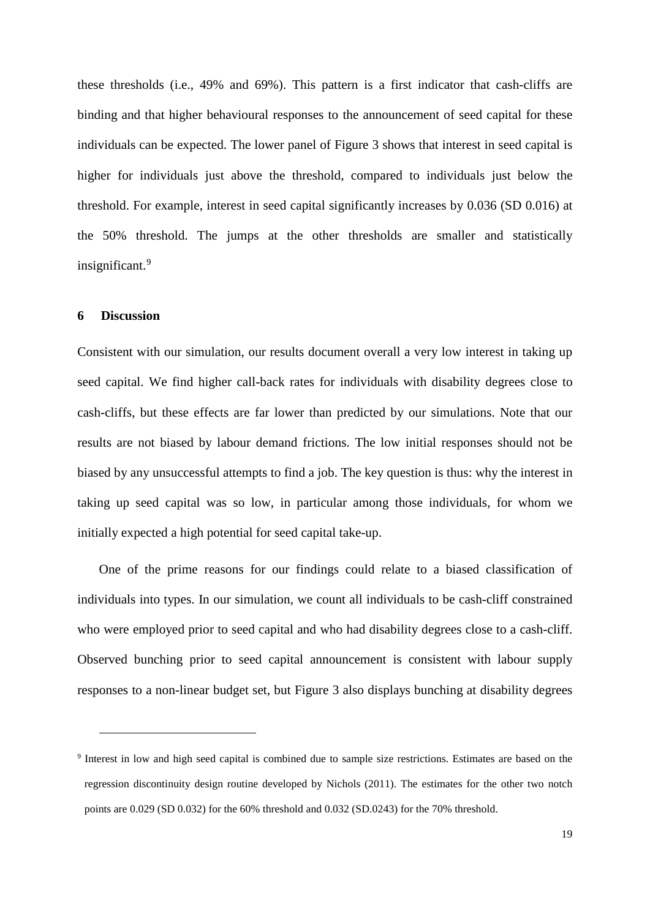these thresholds (i.e., 49% and 69%). This pattern is a first indicator that cash-cliffs are binding and that higher behavioural responses to the announcement of seed capital for these individuals can be expected. The lower panel of Figure 3 shows that interest in seed capital is higher for individuals just above the threshold, compared to individuals just below the threshold. For example, interest in seed capital significantly increases by 0.036 (SD 0.016) at the 50% threshold. The jumps at the other thresholds are smaller and statistically insignificant.[9]

## 6 Discussion

Consistent with our simulation, our results document overall a very low interest in taking up seed capital. We find higher call-back rates for individuals with disability degrees close to cash-cliffs, but these effects are far lower than predicted by our simulations. Note that our results are not biased by labour demand frictions. The low initial responses should not be biased by any unsuccessful attempts to find a job. The key question is thus: why the interest in taking up seed capital was so low, in particular among those individuals, for whom we initially expected a high potential for seed capital take-up.

One of the prime reasons for our findings could relate to a biased classification of individuals into types. In our simulation, we count all individuals to be cash-cliff constrained who were employed prior to seed capital and who had disability degrees close to a cash-cliff. Observed bunching prior to seed capital announcement is consistent with labour supply responses to a non-linear budget set, but Figure 3 also displays bunching at disability degrees

---

[9] Interest in low and high seed capital is combined due to sample size restrictions. Estimates are based on the regression discontinuity design routine developed by Nichols (2011). The estimates for the other two notch points are 0.029 (SD 0.032) for the 60% threshold and 0.032 (SD.0243) for the 70% threshold.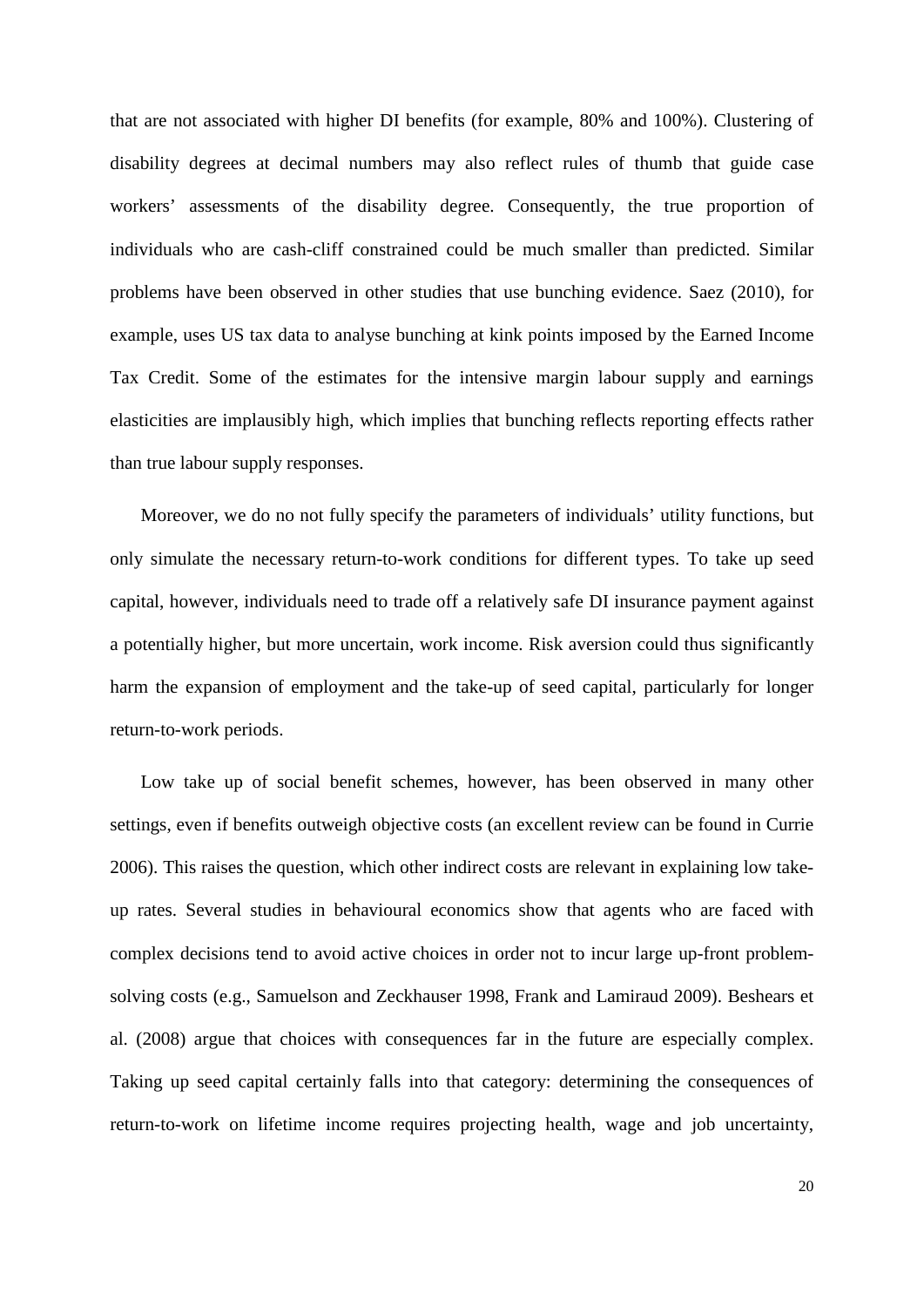that are not associated with higher DI benefits (for example, 80% and 100%). Clustering of disability degrees at decimal numbers may also reflect rules of thumb that guide case workers' assessments of the disability degree. Consequently, the true proportion of individuals who are cash-cliff constrained could be much smaller than predicted. Similar problems have been observed in other studies that use bunching evidence. Saez (2010), for example, uses US tax data to analyse bunching at kink points imposed by the Earned Income Tax Credit. Some of the estimates for the intensive margin labour supply and earnings elasticities are implausibly high, which implies that bunching reflects reporting effects rather than true labour supply responses.

Moreover, we do no not fully specify the parameters of individuals' utility functions, but only simulate the necessary return-to-work conditions for different types. To take up seed capital, however, individuals need to trade off a relatively safe DI insurance payment against a potentially higher, but more uncertain, work income. Risk aversion could thus significantly harm the expansion of employment and the take-up of seed capital, particularly for longer return-to-work periods.

Low take up of social benefit schemes, however, has been observed in many other settings, even if benefits outweigh objective costs (an excellent review can be found in Currie 2006). This raises the question, which other indirect costs are relevant in explaining low take-up rates. Several studies in behavioural economics show that agents who are faced with complex decisions tend to avoid active choices in order not to incur large up-front problem-solving costs (e.g., Samuelson and Zeckhauser 1998, Frank and Lamiraud 2009). Beshears et al. (2008) argue that choices with consequences far in the future are especially complex. Taking up seed capital certainly falls into that category: determining the consequences of return-to-work on lifetime income requires projecting health, wage and job uncertainty,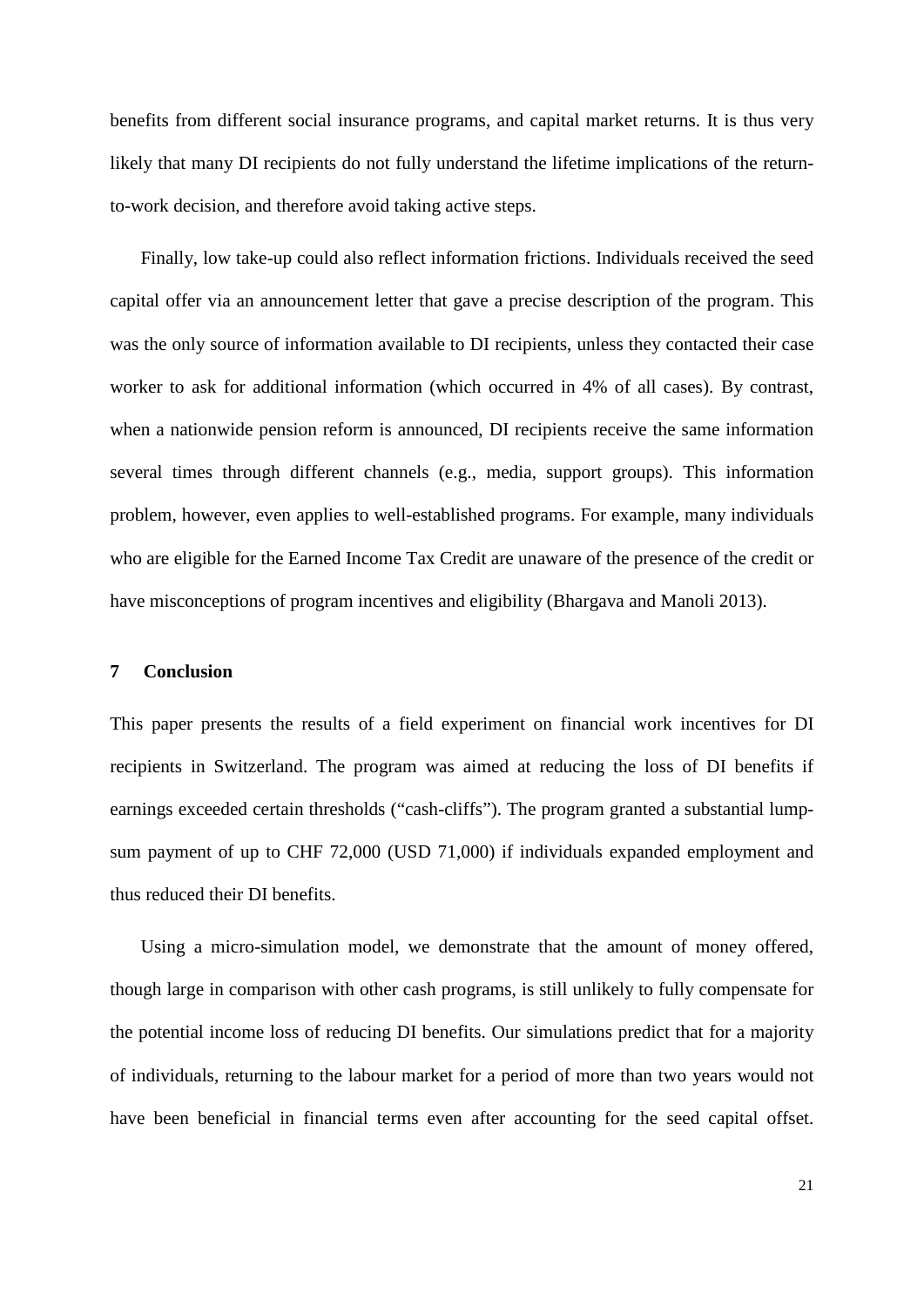benefits from different social insurance programs, and capital market returns. It is thus very likely that many DI recipients do not fully understand the lifetime implications of the return-to-work decision, and therefore avoid taking active steps.

Finally, low take-up could also reflect information frictions. Individuals received the seed capital offer via an announcement letter that gave a precise description of the program. This was the only source of information available to DI recipients, unless they contacted their case worker to ask for additional information (which occurred in 4% of all cases). By contrast, when a nationwide pension reform is announced, DI recipients receive the same information several times through different channels (e.g., media, support groups). This information problem, however, even applies to well-established programs. For example, many individuals who are eligible for the Earned Income Tax Credit are unaware of the presence of the credit or have misconceptions of program incentives and eligibility (Bhargava and Manoli 2013).

## 7 Conclusion

This paper presents the results of a field experiment on financial work incentives for DI recipients in Switzerland. The program was aimed at reducing the loss of DI benefits if earnings exceeded certain thresholds ("cash-cliffs"). The program granted a substantial lump-sum payment of up to CHF 72,000 (USD 71,000) if individuals expanded employment and thus reduced their DI benefits.

Using a micro-simulation model, we demonstrate that the amount of money offered, though large in comparison with other cash programs, is still unlikely to fully compensate for the potential income loss of reducing DI benefits. Our simulations predict that for a majority of individuals, returning to the labour market for a period of more than two years would not have been beneficial in financial terms even after accounting for the seed capital offset.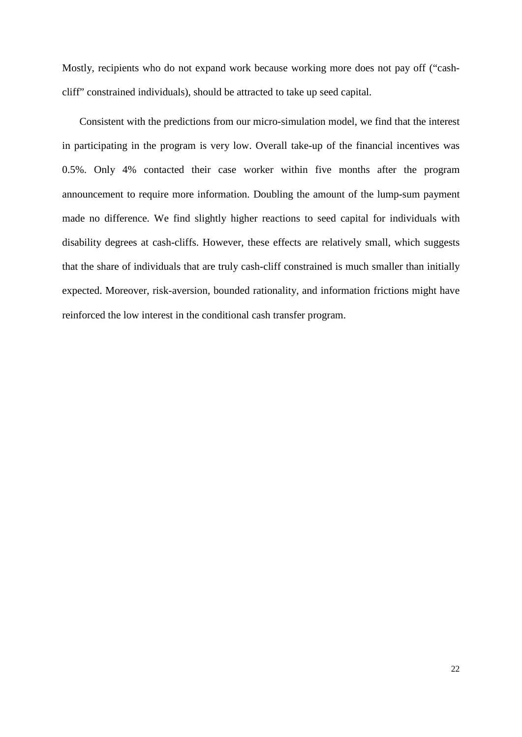Mostly, recipients who do not expand work because working more does not pay off ("cash-cliff" constrained individuals), should be attracted to take up seed capital.

Consistent with the predictions from our micro-simulation model, we find that the interest in participating in the program is very low. Overall take-up of the financial incentives was 0.5%. Only 4% contacted their case worker within five months after the program announcement to require more information. Doubling the amount of the lump-sum payment made no difference. We find slightly higher reactions to seed capital for individuals with disability degrees at cash-cliffs. However, these effects are relatively small, which suggests that the share of individuals that are truly cash-cliff constrained is much smaller than initially expected. Moreover, risk-aversion, bounded rationality, and information frictions might have reinforced the low interest in the conditional cash transfer program.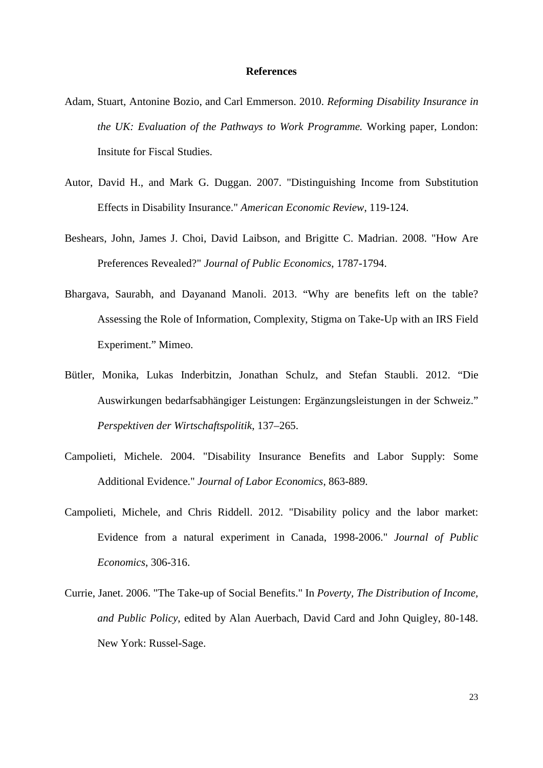## References

Adam, Stuart, Antonine Bozio, and Carl Emmerson. 2010. *Reforming Disability Insurance in the UK: Evaluation of the Pathways to Work Programme.* Working paper, London: Insitute for Fiscal Studies.

Autor, David H., and Mark G. Duggan. 2007. "Distinguishing Income from Substitution Effects in Disability Insurance." *American Economic Review*, 119-124.

Beshears, John, James J. Choi, David Laibson, and Brigitte C. Madrian. 2008. "How Are Preferences Revealed?" *Journal of Public Economics*, 1787-1794.

Bhargava, Saurabh, and Dayanand Manoli. 2013. "Why are benefits left on the table? Assessing the Role of Information, Complexity, Stigma on Take-Up with an IRS Field Experiment." Mimeo.

Bütler, Monika, Lukas Inderbitzin, Jonathan Schulz, and Stefan Staubli. 2012. "Die Auswirkungen bedarfsabhängiger Leistungen: Ergänzungsleistungen in der Schweiz." *Perspektiven der Wirtschaftspolitik*, 137–265.

Campolieti, Michele. 2004. "Disability Insurance Benefits and Labor Supply: Some Additional Evidence." *Journal of Labor Economics*, 863-889.

Campolieti, Michele, and Chris Riddell. 2012. "Disability policy and the labor market: Evidence from a natural experiment in Canada, 1998-2006." *Journal of Public Economics*, 306-316.

Currie, Janet. 2006. "The Take-up of Social Benefits." In *Poverty, The Distribution of Income, and Public Policy*, edited by Alan Auerbach, David Card and John Quigley, 80-148. New York: Russel-Sage.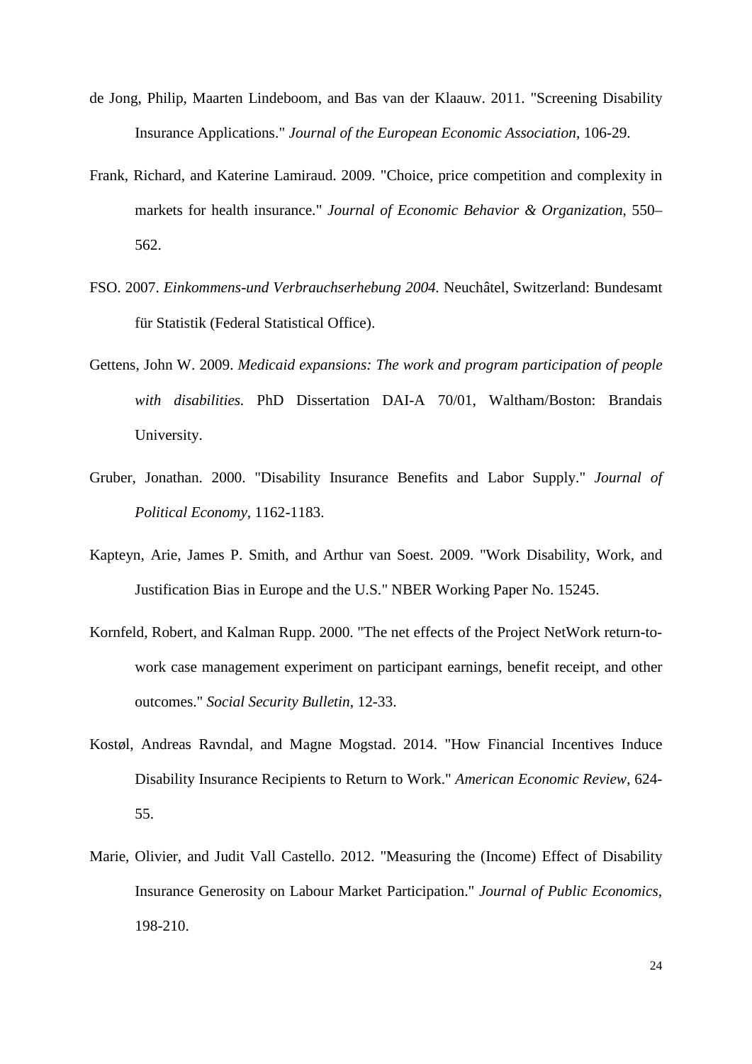de Jong, Philip, Maarten Lindeboom, and Bas van der Klaauw. 2011. "Screening Disability Insurance Applications." *Journal of the European Economic Association*, 106-29.

Frank, Richard, and Katerine Lamiraud. 2009. "Choice, price competition and complexity in markets for health insurance." *Journal of Economic Behavior & Organization*, 550–562.

FSO. 2007. *Einkommens-und Verbrauchserhebung 2004.* Neuchâtel, Switzerland: Bundesamt für Statistik (Federal Statistical Office).

Gettens, John W. 2009. *Medicaid expansions: The work and program participation of people with disabilities.* PhD Dissertation DAI-A 70/01, Waltham/Boston: Brandais University.

Gruber, Jonathan. 2000. "Disability Insurance Benefits and Labor Supply." *Journal of Political Economy*, 1162-1183.

Kapteyn, Arie, James P. Smith, and Arthur van Soest. 2009. "Work Disability, Work, and Justification Bias in Europe and the U.S." NBER Working Paper No. 15245.

Kornfeld, Robert, and Kalman Rupp. 2000. "The net effects of the Project NetWork return-to-work case management experiment on participant earnings, benefit receipt, and other outcomes." *Social Security Bulletin*, 12-33.

Kostøl, Andreas Ravndal, and Magne Mogstad. 2014. "How Financial Incentives Induce Disability Insurance Recipients to Return to Work." *American Economic Review*, 624-55.

Marie, Olivier, and Judit Vall Castello. 2012. "Measuring the (Income) Effect of Disability Insurance Generosity on Labour Market Participation." *Journal of Public Economics*, 198-210.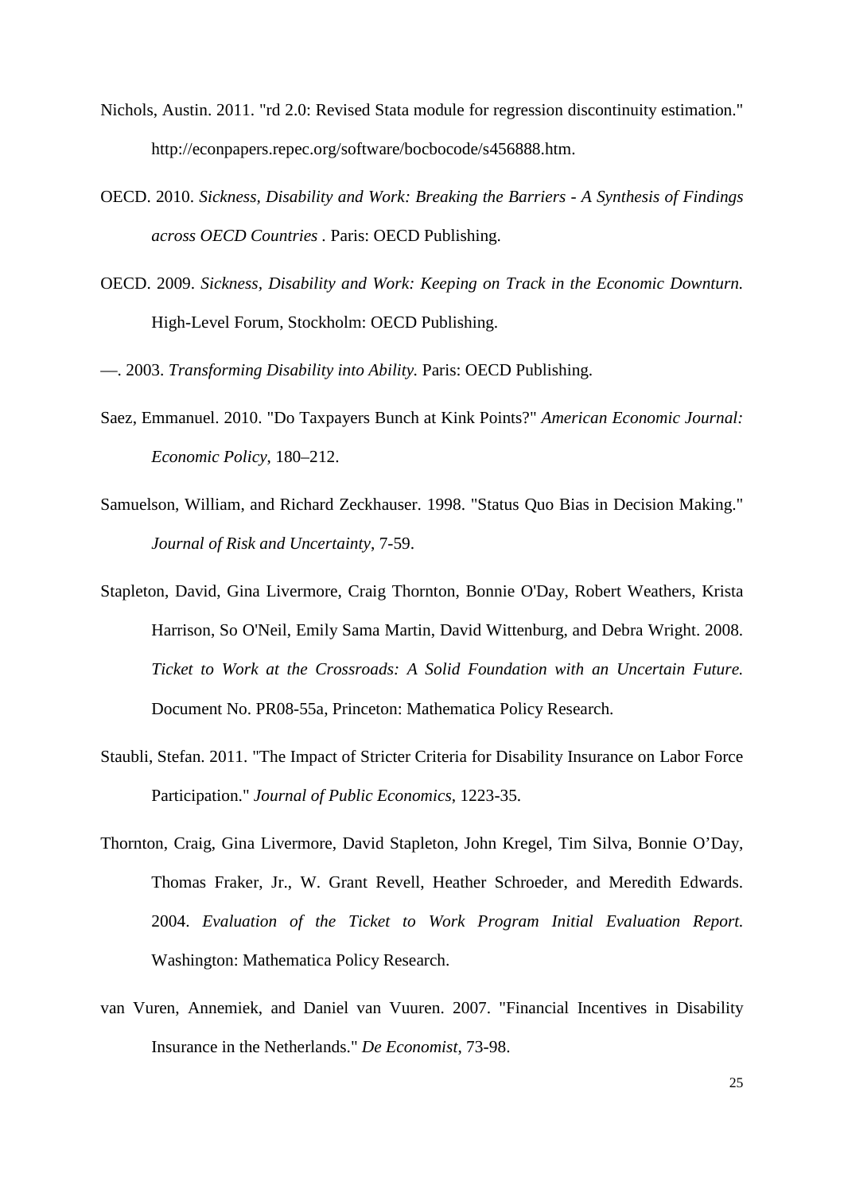Nichols, Austin. 2011. "rd 2.0: Revised Stata module for regression discontinuity estimation." http://econpapers.repec.org/software/bocbocode/s456888.htm.

OECD. 2010. *Sickness, Disability and Work: Breaking the Barriers - A Synthesis of Findings across OECD Countries* . Paris: OECD Publishing.

OECD. 2009. *Sickness, Disability and Work: Keeping on Track in the Economic Downturn.* High-Level Forum, Stockholm: OECD Publishing.

—. 2003. *Transforming Disability into Ability.* Paris: OECD Publishing.

Saez, Emmanuel. 2010. "Do Taxpayers Bunch at Kink Points?" *American Economic Journal: Economic Policy*, 180–212.

Samuelson, William, and Richard Zeckhauser. 1998. "Status Quo Bias in Decision Making." *Journal of Risk and Uncertainty*, 7-59.

Stapleton, David, Gina Livermore, Craig Thornton, Bonnie O'Day, Robert Weathers, Krista Harrison, So O'Neil, Emily Sama Martin, David Wittenburg, and Debra Wright. 2008. *Ticket to Work at the Crossroads: A Solid Foundation with an Uncertain Future.* Document No. PR08-55a, Princeton: Mathematica Policy Research.

Staubli, Stefan. 2011. "The Impact of Stricter Criteria for Disability Insurance on Labor Force Participation." *Journal of Public Economics*, 1223-35.

Thornton, Craig, Gina Livermore, David Stapleton, John Kregel, Tim Silva, Bonnie O'Day, Thomas Fraker, Jr., W. Grant Revell, Heather Schroeder, and Meredith Edwards. 2004. *Evaluation of the Ticket to Work Program Initial Evaluation Report.* Washington: Mathematica Policy Research.

van Vuren, Annemiek, and Daniel van Vuuren. 2007. "Financial Incentives in Disability Insurance in the Netherlands." *De Economist*, 73-98.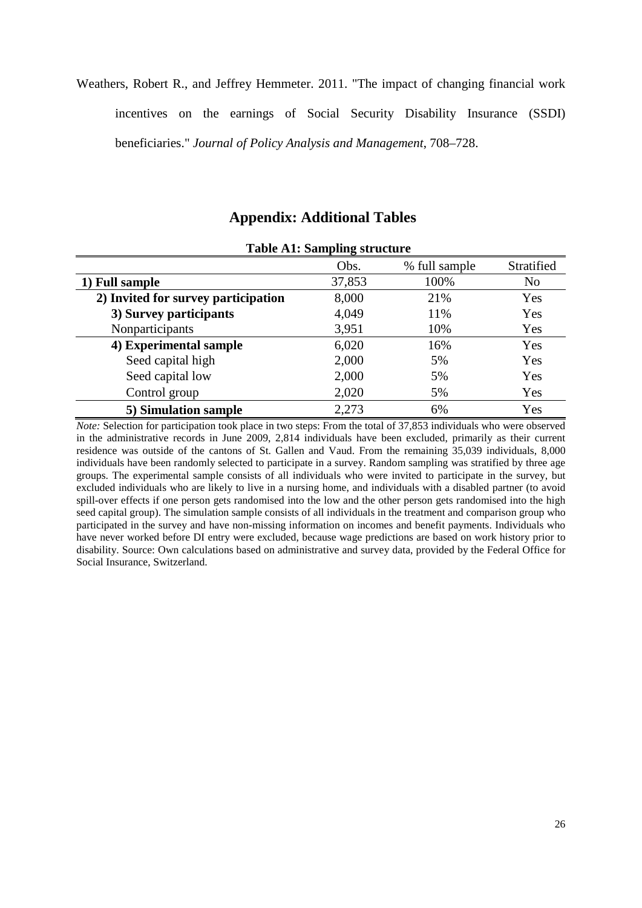Weathers, Robert R., and Jeffrey Hemmeter. 2011. "The impact of changing financial work incentives on the earnings of Social Security Disability Insurance (SSDI) beneficiaries." *Journal of Policy Analysis and Management*, 708–728.

## Appendix: Additional Tables

**Table A1: Sampling structure**

| | Obs. | % full sample | Stratified |
|---|---|---|---|
| **1) Full sample** | 37,853 | 100% | No |
| **2) Invited for survey participation** | 8,000 | 21% | Yes |
| **3) Survey participants** | 4,049 | 11% | Yes |
| Nonparticipants | 3,951 | 10% | Yes |
| **4) Experimental sample** | 6,020 | 16% | Yes |
| Seed capital high | 2,000 | 5% | Yes |
| Seed capital low | 2,000 | 5% | Yes |
| Control group | 2,020 | 5% | Yes |
| **5) Simulation sample** | 2,273 | 6% | Yes |

*Note:* Selection for participation took place in two steps: From the total of 37,853 individuals who were observed in the administrative records in June 2009, 2,814 individuals have been excluded, primarily as their current residence was outside of the cantons of St. Gallen and Vaud. From the remaining 35,039 individuals, 8,000 individuals have been randomly selected to participate in a survey. Random sampling was stratified by three age groups. The experimental sample consists of all individuals who were invited to participate in the survey, but excluded individuals who are likely to live in a nursing home, and individuals with a disabled partner (to avoid spill-over effects if one person gets randomised into the low and the other person gets randomised into the high seed capital group). The simulation sample consists of all individuals in the treatment and comparison group who participated in the survey and have non-missing information on incomes and benefit payments. Individuals who have never worked before DI entry were excluded, because wage predictions are based on work history prior to disability. Source: Own calculations based on administrative and survey data, provided by the Federal Office for Social Insurance, Switzerland.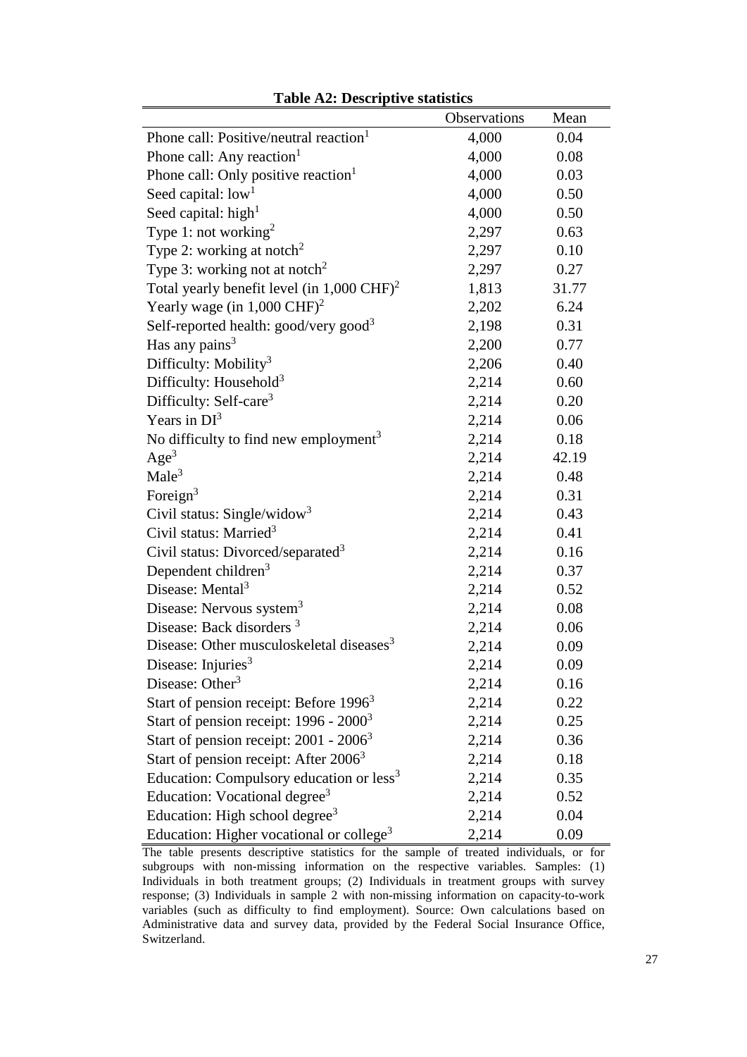**Table A2: Descriptive statistics**

| | Observations | Mean |
|---|---|---|
| Phone call: Positive/neutral reaction[1] | 4,000 | 0.04 |
| Phone call: Any reaction[1] | 4,000 | 0.08 |
| Phone call: Only positive reaction[1] | 4,000 | 0.03 |
| Seed capital: low[1] | 4,000 | 0.50 |
| Seed capital: high[1] | 4,000 | 0.50 |
| Type 1: not working[2] | 2,297 | 0.63 |
| Type 2: working at notch[2] | 2,297 | 0.10 |
| Type 3: working not at notch[2] | 2,297 | 0.27 |
| Total yearly benefit level (in 1,000 CHF)[2] | 1,813 | 31.77 |
| Yearly wage (in 1,000 CHF)[2] | 2,202 | 6.24 |
| Self-reported health: good/very good[3] | 2,198 | 0.31 |
| Has any pains[3] | 2,200 | 0.77 |
| Difficulty: Mobility[3] | 2,206 | 0.40 |
| Difficulty: Household[3] | 2,214 | 0.60 |
| Difficulty: Self-care[3] | 2,214 | 0.20 |
| Years in DI[3] | 2,214 | 0.06 |
| No difficulty to find new employment[3] | 2,214 | 0.18 |
| Age[3] | 2,214 | 42.19 |
| Male[3] | 2,214 | 0.48 |
| Foreign[3] | 2,214 | 0.31 |
| Civil status: Single/widow[3] | 2,214 | 0.43 |
| Civil status: Married[3] | 2,214 | 0.41 |
| Civil status: Divorced/separated[3] | 2,214 | 0.16 |
| Dependent children[3] | 2,214 | 0.37 |
| Disease: Mental[3] | 2,214 | 0.52 |
| Disease: Nervous system[3] | 2,214 | 0.08 |
| Disease: Back disorders [3] | 2,214 | 0.06 |
| Disease: Other musculoskeletal diseases[3] | 2,214 | 0.09 |
| Disease: Injuries[3] | 2,214 | 0.09 |
| Disease: Other[3] | 2,214 | 0.16 |
| Start of pension receipt: Before 1996[3] | 2,214 | 0.22 |
| Start of pension receipt: 1996 - 2000[3] | 2,214 | 0.25 |
| Start of pension receipt: 2001 - 2006[3] | 2,214 | 0.36 |
| Start of pension receipt: After 2006[3] | 2,214 | 0.18 |
| Education: Compulsory education or less[3] | 2,214 | 0.35 |
| Education: Vocational degree[3] | 2,214 | 0.52 |
| Education: High school degree[3] | 2,214 | 0.04 |
| Education: Higher vocational or college[3] | 2,214 | 0.09 |

The table presents descriptive statistics for the sample of treated individuals, or for subgroups with non-missing information on the respective variables. Samples: (1) Individuals in both treatment groups; (2) Individuals in treatment groups with survey response; (3) Individuals in sample 2 with non-missing information on capacity-to-work variables (such as difficulty to find employment). Source: Own calculations based on Administrative data and survey data, provided by the Federal Social Insurance Office, Switzerland.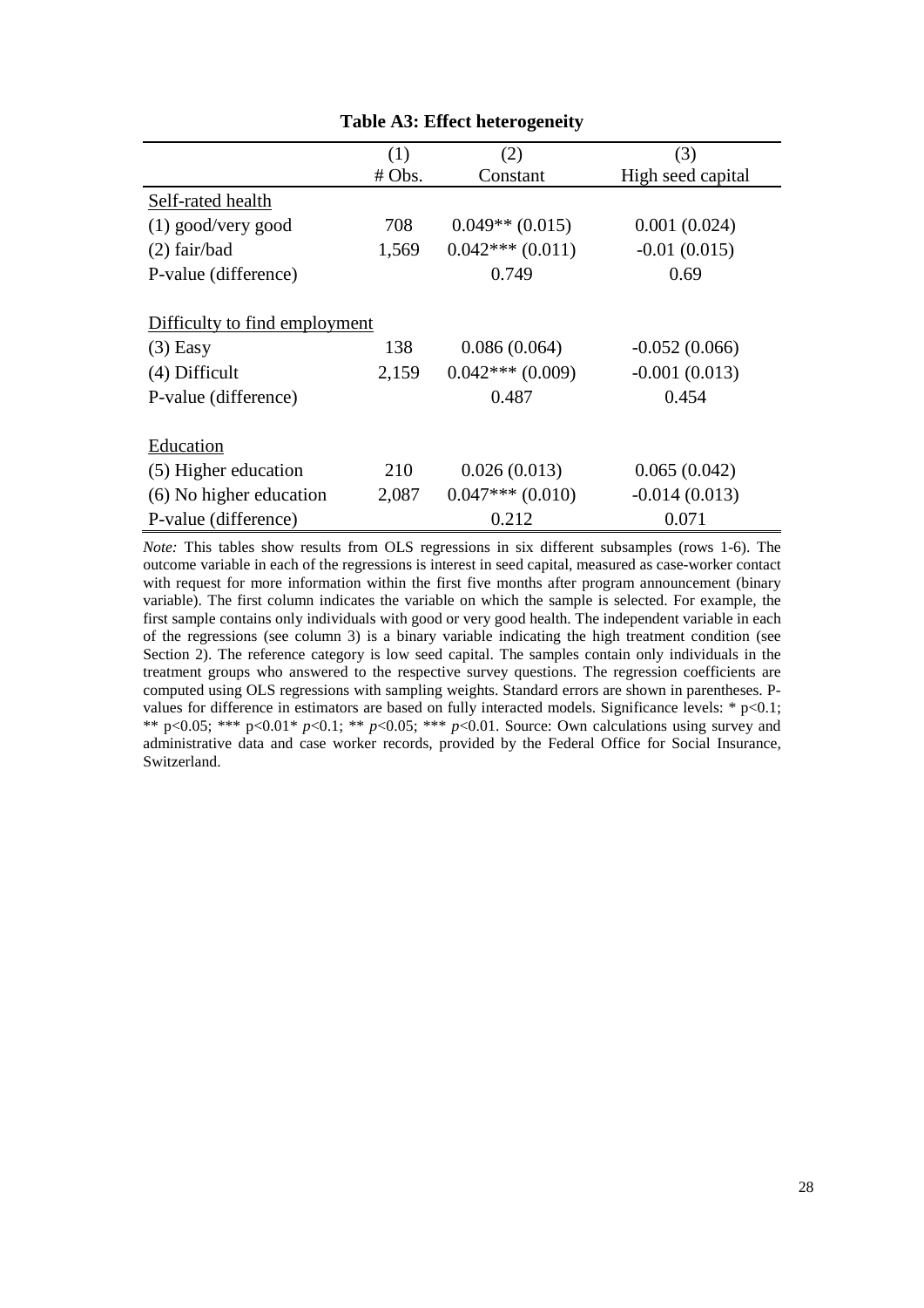**Table A3: Effect heterogeneity**

| | (1) | (2) | (3) |
|---|---|---|---|
| | # Obs. | Constant | High seed capital |
| Self-rated health | | | |
| (1) good/very good | 708 | 0.049** (0.015) | 0.001 (0.024) |
| (2) fair/bad | 1,569 | 0.042*** (0.011) | -0.01 (0.015) |
| P-value (difference) | | 0.749 | 0.69 |
| Difficulty to find employment | | | |
| (3) Easy | 138 | 0.086 (0.064) | -0.052 (0.066) |
| (4) Difficult | 2,159 | 0.042*** (0.009) | -0.001 (0.013) |
| P-value (difference) | | 0.487 | 0.454 |
| Education | | | |
| (5) Higher education | 210 | 0.026 (0.013) | 0.065 (0.042) |
| (6) No higher education | 2,087 | 0.047*** (0.010) | -0.014 (0.013) |
| P-value (difference) | | 0.212 | 0.071 |

*Note:* This tables show results from OLS regressions in six different subsamples (rows 1-6). The outcome variable in each of the regressions is interest in seed capital, measured as case-worker contact with request for more information within the first five months after program announcement (binary variable). The first column indicates the variable on which the sample is selected. For example, the first sample contains only individuals with good or very good health. The independent variable in each of the regressions (see column 3) is a binary variable indicating the high treatment condition (see Section 2). The reference category is low seed capital. The samples contain only individuals in the treatment groups who answered to the respective survey questions. The regression coefficients are computed using OLS regressions with sampling weights. Standard errors are shown in parentheses. P-values for difference in estimators are based on fully interacted models. Significance levels: * $p<0.1$; ** $p<0.05$; *** $p<0.01$* $p<0.1$; ** $p<0.05$; *** $p<0.01$. Source: Own calculations using survey and administrative data and case worker records, provided by the Federal Office for Social Insurance, Switzerland.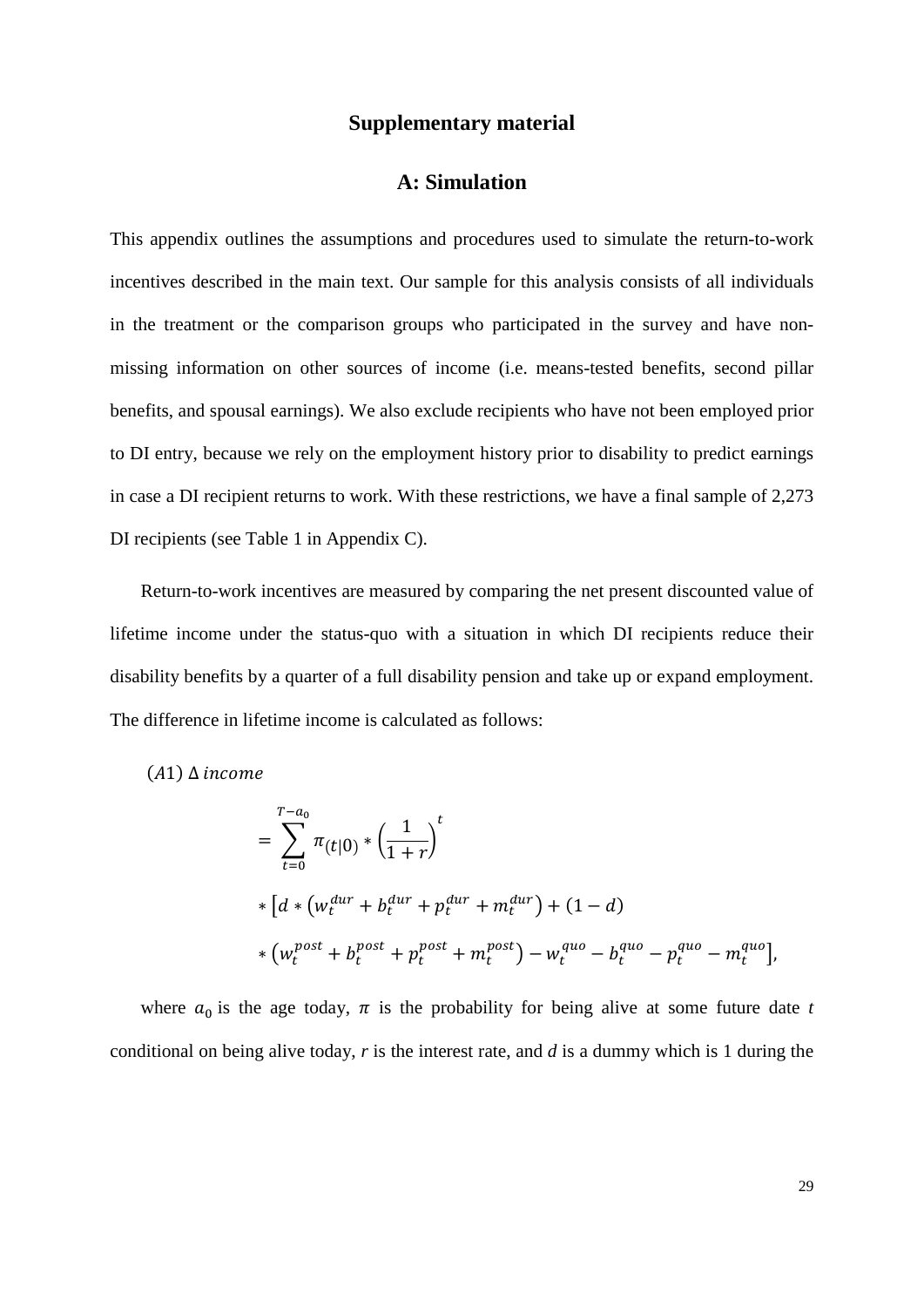# Supplementary material

## A: Simulation

This appendix outlines the assumptions and procedures used to simulate the return-to-work incentives described in the main text. Our sample for this analysis consists of all individuals in the treatment or the comparison groups who participated in the survey and have non-missing information on other sources of income (i.e. means-tested benefits, second pillar benefits, and spousal earnings). We also exclude recipients who have not been employed prior to DI entry, because we rely on the employment history prior to disability to predict earnings in case a DI recipient returns to work. With these restrictions, we have a final sample of 2,273 DI recipients (see Table 1 in Appendix C).

Return-to-work incentives are measured by comparing the net present discounted value of lifetime income under the status-quo with a situation in which DI recipients reduce their disability benefits by a quarter of a full disability pension and take up or expand employment. The difference in lifetime income is calculated as follows:

$$
\begin{aligned}
(A1)\ \Delta\, income &= \sum_{t=0}^{T-a_0} \pi_{(t|0)} * \left(\frac{1}{1+r}\right)^{t} \\
&* \left[d * \left(w_t^{dur} + b_t^{dur} + p_t^{dur} + m_t^{dur}\right) + (1-d)\right. \\
&* \left.\left(w_t^{post} + b_t^{post} + p_t^{post} + m_t^{post}\right) - w_t^{quo} - b_t^{quo} - p_t^{quo} - m_t^{quo}\right],
\end{aligned}
$$

where $a_0$ is the age today, $\pi$ is the probability for being alive at some future date $t$ conditional on being alive today, $r$ is the interest rate, and $d$ is a dummy which is 1 during the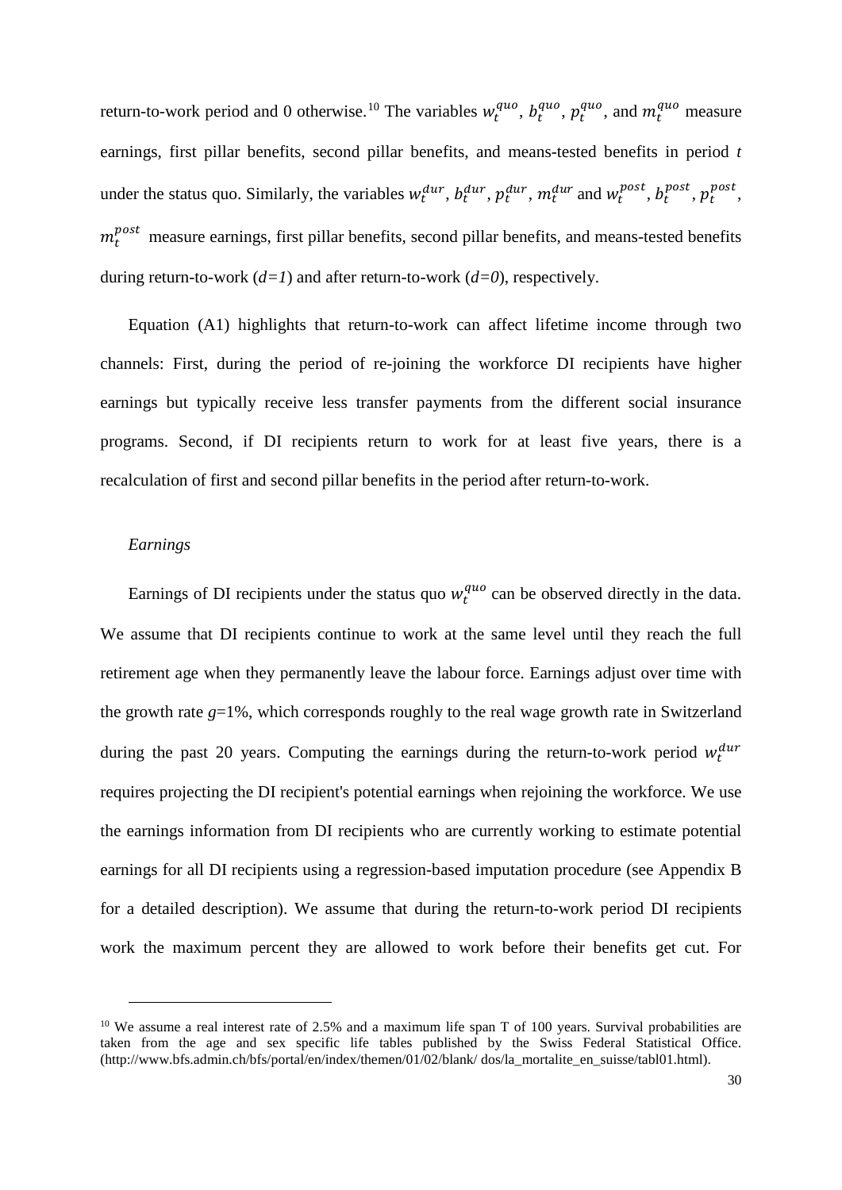return-to-work period and 0 otherwise.[10] The variables $w_t^{quo}$, $b_t^{quo}$, $p_t^{quo}$, and $m_t^{quo}$ measure earnings, first pillar benefits, second pillar benefits, and means-tested benefits in period *t* under the status quo. Similarly, the variables $w_t^{dur}$, $b_t^{dur}$, $p_t^{dur}$, $m_t^{dur}$ and $w_t^{post}$, $b_t^{post}$, $p_t^{post}$, $m_t^{post}$ measure earnings, first pillar benefits, second pillar benefits, and means-tested benefits during return-to-work (*d=1*) and after return-to-work (*d=0*), respectively.

Equation (A1) highlights that return-to-work can affect lifetime income through two channels: First, during the period of re-joining the workforce DI recipients have higher earnings but typically receive less transfer payments from the different social insurance programs. Second, if DI recipients return to work for at least five years, there is a recalculation of first and second pillar benefits in the period after return-to-work.

*Earnings*

Earnings of DI recipients under the status quo $w_t^{quo}$ can be observed directly in the data. We assume that DI recipients continue to work at the same level until they reach the full retirement age when they permanently leave the labour force. Earnings adjust over time with the growth rate $g$=1%, which corresponds roughly to the real wage growth rate in Switzerland during the past 20 years. Computing the earnings during the return-to-work period $w_t^{dur}$ requires projecting the DI recipient's potential earnings when rejoining the workforce. We use the earnings information from DI recipients who are currently working to estimate potential earnings for all DI recipients using a regression-based imputation procedure (see Appendix B for a detailed description). We assume that during the return-to-work period DI recipients work the maximum percent they are allowed to work before their benefits get cut. For

---

[10] We assume a real interest rate of 2.5% and a maximum life span T of 100 years. Survival probabilities are taken from the age and sex specific life tables published by the Swiss Federal Statistical Office. (http://www.bfs.admin.ch/bfs/portal/en/index/themen/01/02/blank/ dos/la_mortalite_en_suisse/tabl01.html).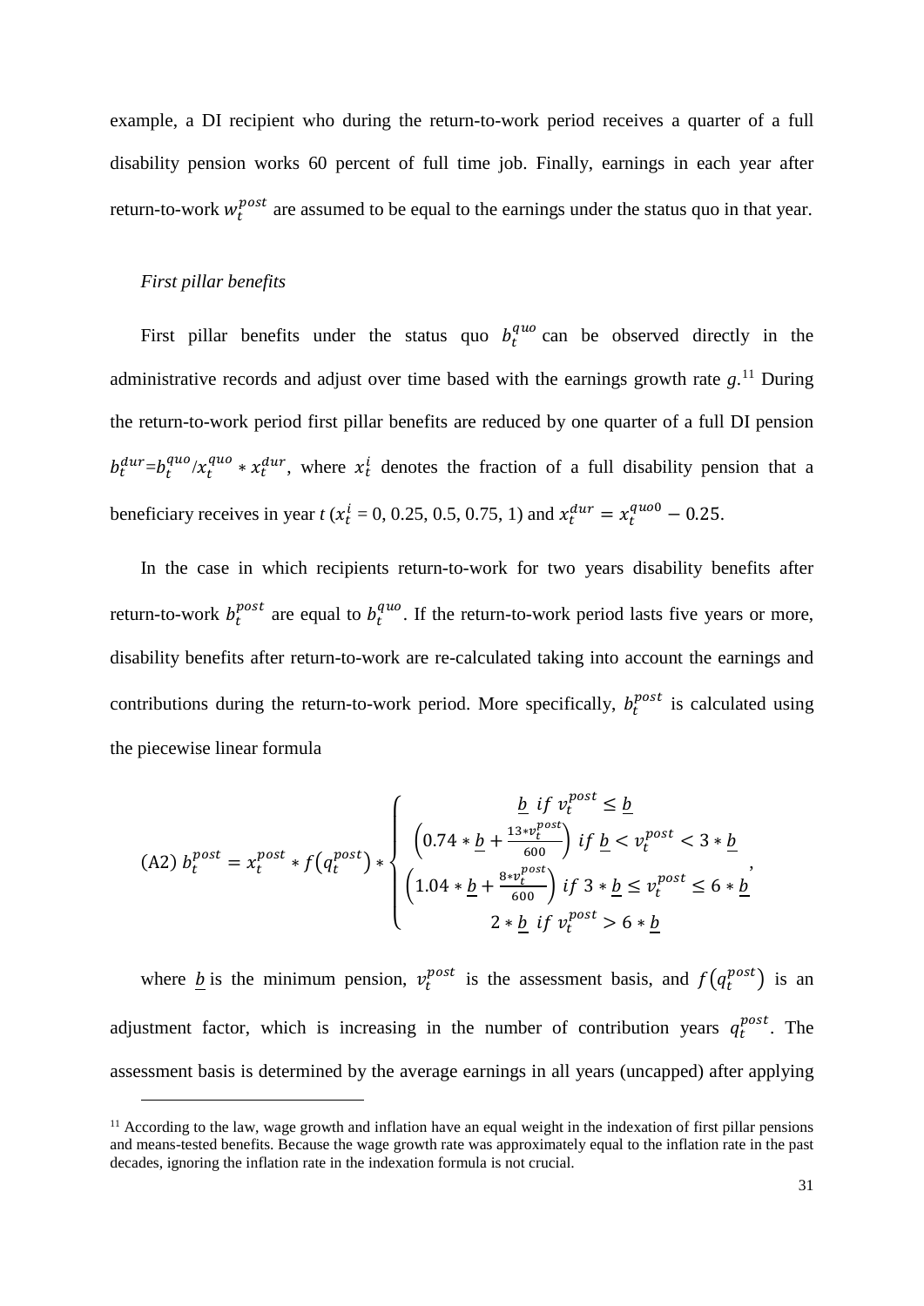example, a DI recipient who during the return-to-work period receives a quarter of a full disability pension works 60 percent of full time job. Finally, earnings in each year after return-to-work $w_t^{post}$ are assumed to be equal to the earnings under the status quo in that year.

*First pillar benefits*

First pillar benefits under the status quo $b_t^{quo}$ can be observed directly in the administrative records and adjust over time based with the earnings growth rate $g$.[11] During the return-to-work period first pillar benefits are reduced by one quarter of a full DI pension $b_t^{dur}$=$b_t^{quo}$/$x_t^{quo} * x_t^{dur}$, where $x_t^i$ denotes the fraction of a full disability pension that a beneficiary receives in year $t$ ($x_t^i$ = 0, 0.25, 0.5, 0.75, 1) and $x_t^{dur} = x_t^{quo0} - 0.25$.

In the case in which recipients return-to-work for two years disability benefits after return-to-work $b_t^{post}$ are equal to $b_t^{quo}$. If the return-to-work period lasts five years or more, disability benefits after return-to-work are re-calculated taking into account the earnings and contributions during the return-to-work period. More specifically, $b_t^{post}$ is calculated using the piecewise linear formula

$$\text{(A2) } b_t^{post} = x_t^{post} * f\left(q_t^{post}\right) * \begin{cases} \underline{b} \;\; if \; v_t^{post} \leq \underline{b} \\ \left(0.74 * \underline{b} + \frac{13 * v_t^{post}}{600}\right) \; if \; \underline{b} < v_t^{post} < 3 * \underline{b} \\ \left(1.04 * \underline{b} + \frac{8 * v_t^{post}}{600}\right) \; if \; 3 * \underline{b} \leq v_t^{post} \leq 6 * \underline{b} \\ 2 * \underline{b} \;\; if \; v_t^{post} > 6 * \underline{b} \end{cases},$$

where $\underline{b}$ is the minimum pension, $v_t^{post}$ is the assessment basis, and $f\left(q_t^{post}\right)$ is an adjustment factor, which is increasing in the number of contribution years $q_t^{post}$. The assessment basis is determined by the average earnings in all years (uncapped) after applying

[11] According to the law, wage growth and inflation have an equal weight in the indexation of first pillar pensions and means-tested benefits. Because the wage growth rate was approximately equal to the inflation rate in the past decades, ignoring the inflation rate in the indexation formula is not crucial.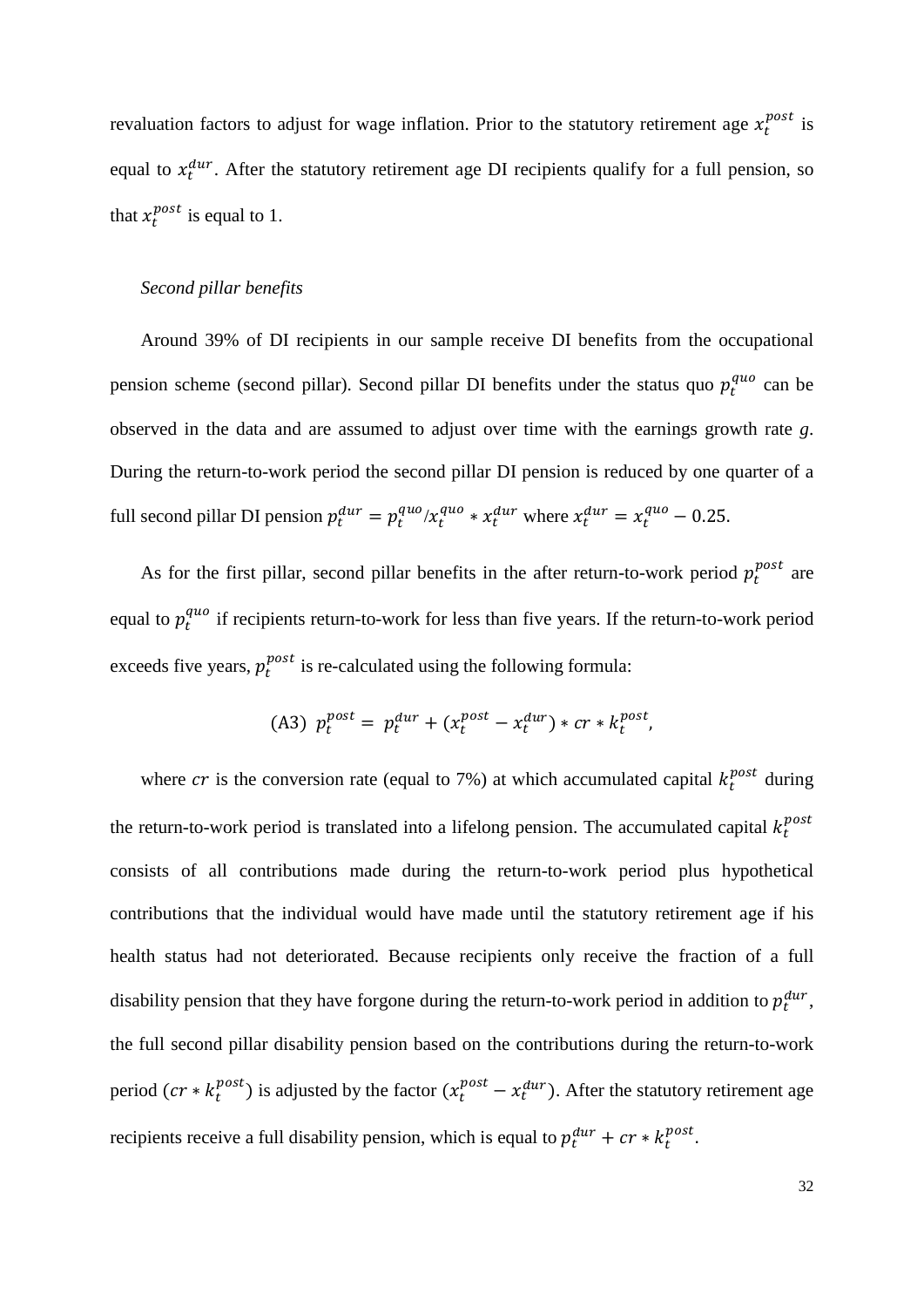revaluation factors to adjust for wage inflation. Prior to the statutory retirement age $x_t^{post}$ is equal to $x_t^{dur}$. After the statutory retirement age DI recipients qualify for a full pension, so that $x_t^{post}$ is equal to 1.

*Second pillar benefits*

Around 39% of DI recipients in our sample receive DI benefits from the occupational pension scheme (second pillar). Second pillar DI benefits under the status quo $p_t^{quo}$ can be observed in the data and are assumed to adjust over time with the earnings growth rate $g$. During the return-to-work period the second pillar DI pension is reduced by one quarter of a full second pillar DI pension $p_t^{dur} = p_t^{quo}/x_t^{quo} * x_t^{dur}$ where $x_t^{dur} = x_t^{quo} - 0.25$.

As for the first pillar, second pillar benefits in the after return-to-work period $p_t^{post}$ are equal to $p_t^{quo}$ if recipients return-to-work for less than five years. If the return-to-work period exceeds five years, $p_t^{post}$ is re-calculated using the following formula:

$$\text{(A3)} \quad p_t^{post} = p_t^{dur} + (x_t^{post} - x_t^{dur}) * cr * k_t^{post},$$

where $cr$ is the conversion rate (equal to 7%) at which accumulated capital $k_t^{post}$ during the return-to-work period is translated into a lifelong pension. The accumulated capital $k_t^{post}$ consists of all contributions made during the return-to-work period plus hypothetical contributions that the individual would have made until the statutory retirement age if his health status had not deteriorated. Because recipients only receive the fraction of a full disability pension that they have forgone during the return-to-work period in addition to $p_t^{dur}$, the full second pillar disability pension based on the contributions during the return-to-work period ($cr * k_t^{post}$) is adjusted by the factor ($x_t^{post} - x_t^{dur}$). After the statutory retirement age recipients receive a full disability pension, which is equal to $p_t^{dur} + cr * k_t^{post}$.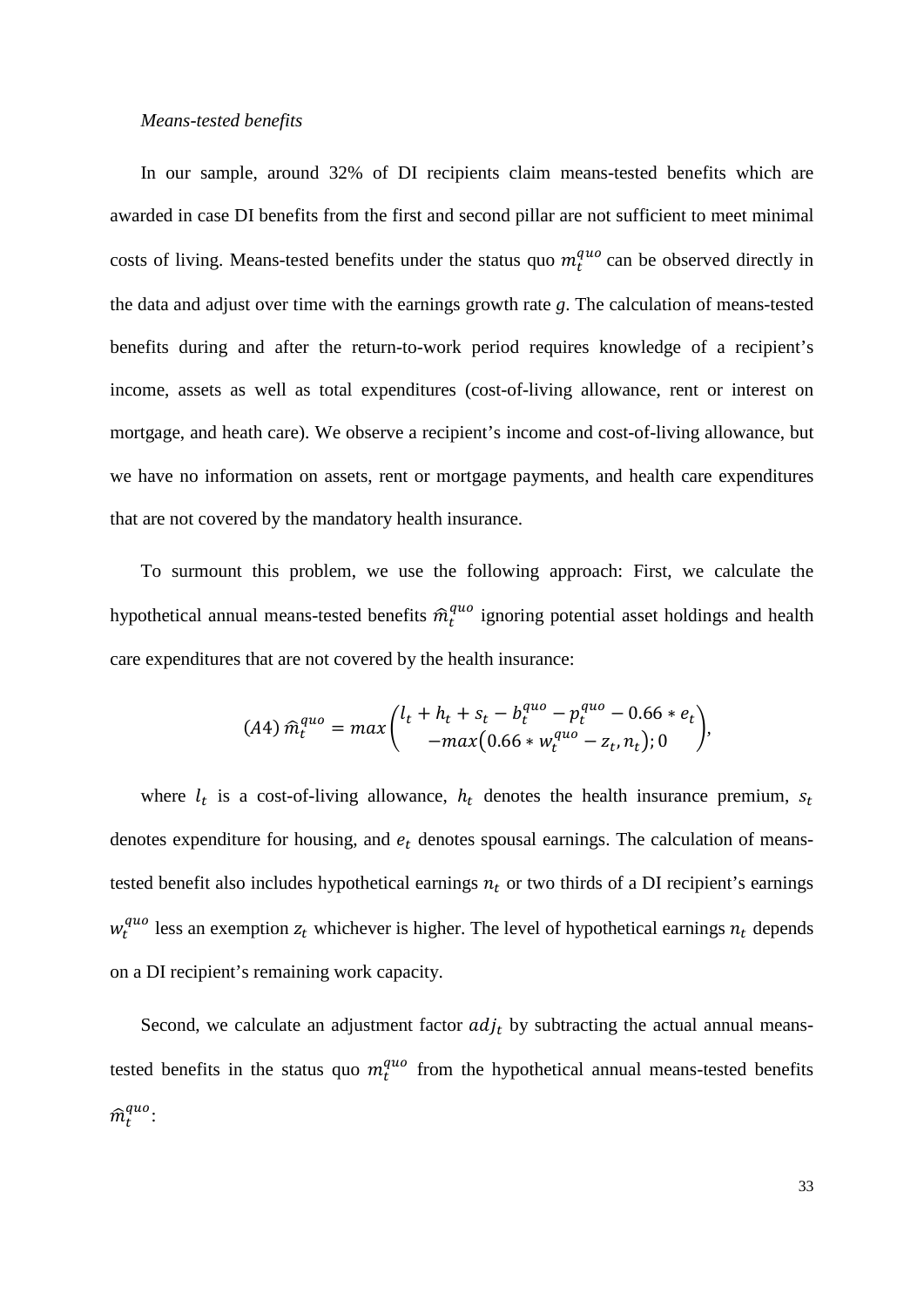*Means-tested benefits*

In our sample, around 32% of DI recipients claim means-tested benefits which are awarded in case DI benefits from the first and second pillar are not sufficient to meet minimal costs of living. Means-tested benefits under the status quo $m_t^{quo}$ can be observed directly in the data and adjust over time with the earnings growth rate $g$. The calculation of means-tested benefits during and after the return-to-work period requires knowledge of a recipient's income, assets as well as total expenditures (cost-of-living allowance, rent or interest on mortgage, and heath care). We observe a recipient's income and cost-of-living allowance, but we have no information on assets, rent or mortgage payments, and health care expenditures that are not covered by the mandatory health insurance.

To surmount this problem, we use the following approach: First, we calculate the hypothetical annual means-tested benefits $\widehat{m}_t^{quo}$ ignoring potential asset holdings and health care expenditures that are not covered by the health insurance:

$$(A4)\; \widehat{m}_t^{quo} = max\begin{pmatrix} l_t + h_t + s_t - b_t^{quo} - p_t^{quo} - 0.66 * e_t \\ -max\left(0.66 * w_t^{quo} - z_t, n_t\right); 0 \end{pmatrix},$$

where $l_t$ is a cost-of-living allowance, $h_t$ denotes the health insurance premium, $s_t$ denotes expenditure for housing, and $e_t$ denotes spousal earnings. The calculation of means-tested benefit also includes hypothetical earnings $n_t$ or two thirds of a DI recipient's earnings $w_t^{quo}$ less an exemption $z_t$ whichever is higher. The level of hypothetical earnings $n_t$ depends on a DI recipient's remaining work capacity.

Second, we calculate an adjustment factor $adj_t$ by subtracting the actual annual means-tested benefits in the status quo $m_t^{quo}$ from the hypothetical annual means-tested benefits $\widehat{m}_t^{quo}$: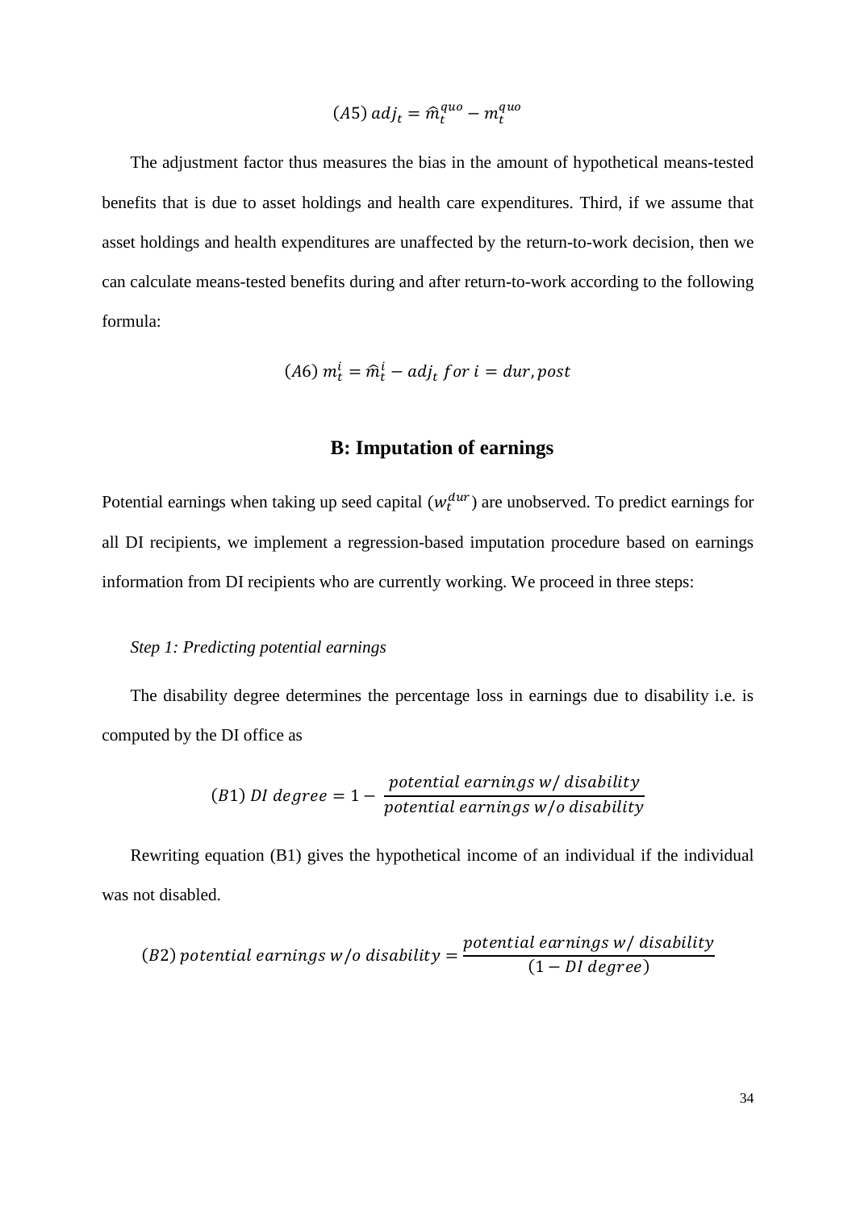$$(A5)\ adj_t = \hat{m}_t^{quo} - m_t^{quo}$$

The adjustment factor thus measures the bias in the amount of hypothetical means-tested benefits that is due to asset holdings and health care expenditures. Third, if we assume that asset holdings and health expenditures are unaffected by the return-to-work decision, then we can calculate means-tested benefits during and after return-to-work according to the following formula:

$$(A6)\ m_t^i = \hat{m}_t^i - adj_t \ for\ i = dur, post$$

## B: Imputation of earnings

Potential earnings when taking up seed capital ($w_t^{dur}$) are unobserved. To predict earnings for all DI recipients, we implement a regression-based imputation procedure based on earnings information from DI recipients who are currently working. We proceed in three steps:

*Step 1: Predicting potential earnings*

The disability degree determines the percentage loss in earnings due to disability i.e. is computed by the DI office as

$$(B1)\ DI\ degree = 1 - \frac{potential\ earnings\ w/\ disability}{potential\ earnings\ w/o\ disability}$$

Rewriting equation (B1) gives the hypothetical income of an individual if the individual was not disabled.

$$(B2)\ potential\ earnings\ w/o\ disability = \frac{potential\ earnings\ w/\ disability}{(1 - DI\ degree)}$$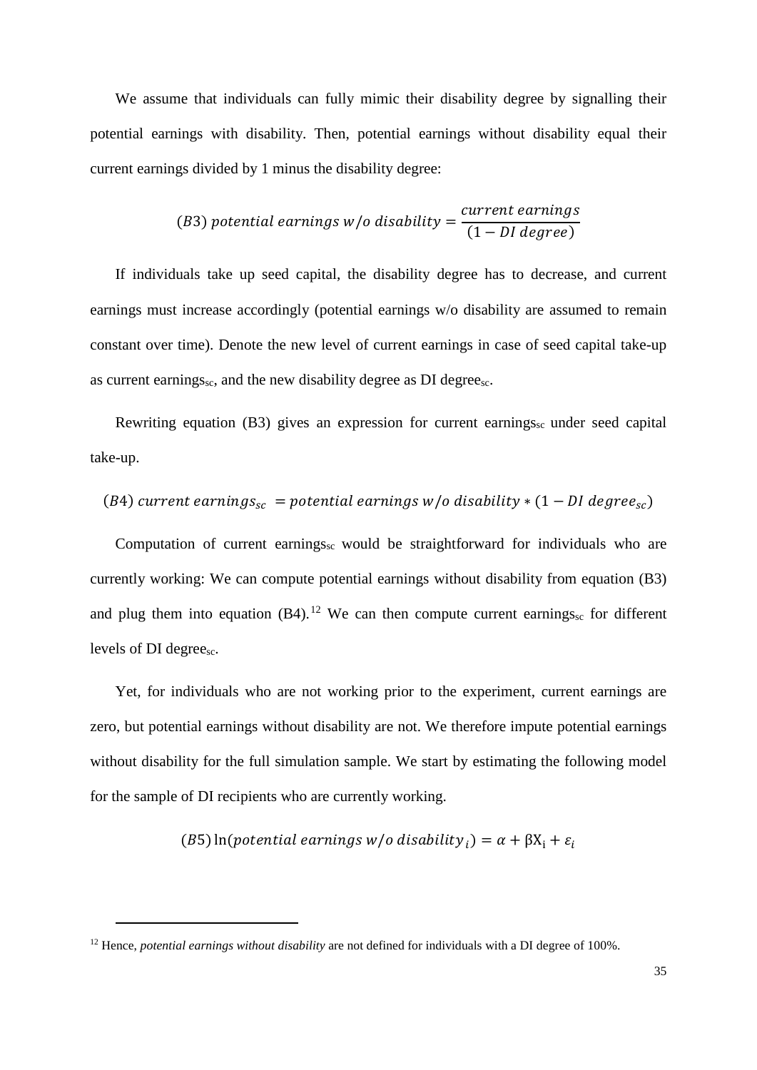We assume that individuals can fully mimic their disability degree by signalling their potential earnings with disability. Then, potential earnings without disability equal their current earnings divided by 1 minus the disability degree:

$$(B3)\ potential\ earnings\ w/o\ disability = \frac{current\ earnings}{(1 - DI\ degree)}$$

If individuals take up seed capital, the disability degree has to decrease, and current earnings must increase accordingly (potential earnings w/o disability are assumed to remain constant over time). Denote the new level of current earnings in case of seed capital take-up as current $\text{earnings}_{sc}$, and the new disability degree as DI $\text{degree}_{sc}$.

Rewriting equation (B3) gives an expression for current $\text{earnings}_{sc}$ under seed capital take-up.

$$(B4)\ current\ earnings_{sc}\ = potential\ earnings\ w/o\ disability * (1 - DI\ degree_{sc})$$

Computation of current $\text{earnings}_{sc}$ would be straightforward for individuals who are currently working: We can compute potential earnings without disability from equation (B3) and plug them into equation (B4).[12] We can then compute current $\text{earnings}_{sc}$ for different levels of DI $\text{degree}_{sc}$.

Yet, for individuals who are not working prior to the experiment, current earnings are zero, but potential earnings without disability are not. We therefore impute potential earnings without disability for the full simulation sample. We start by estimating the following model for the sample of DI recipients who are currently working.

$$(B5)\ \ln(potential\ earnings\ w/o\ disability_i) = \alpha + \beta X_i + \varepsilon_i$$

[12] Hence, *potential earnings without disability* are not defined for individuals with a DI degree of 100%.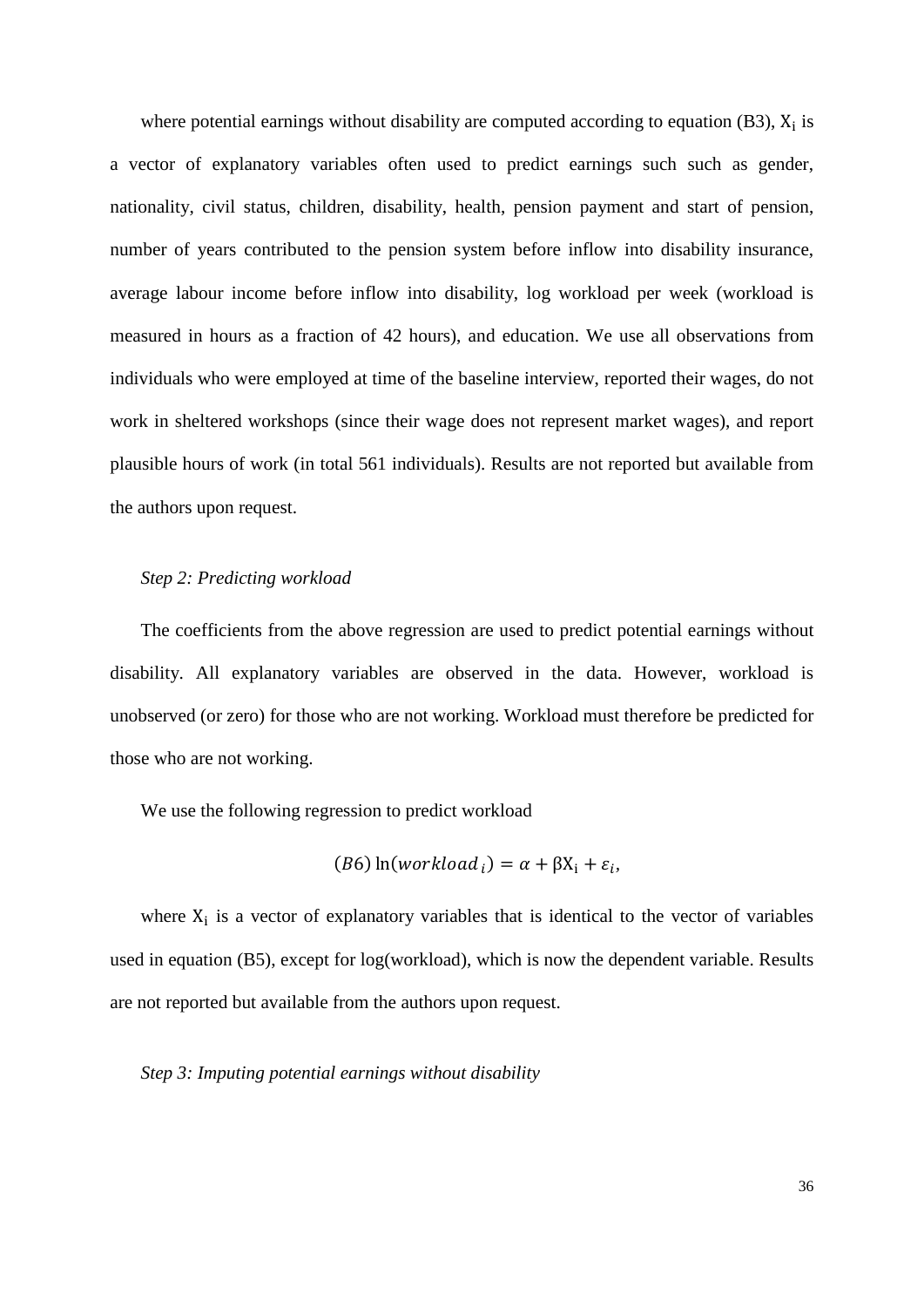where potential earnings without disability are computed according to equation (B3), $X_i$ is a vector of explanatory variables often used to predict earnings such such as gender, nationality, civil status, children, disability, health, pension payment and start of pension, number of years contributed to the pension system before inflow into disability insurance, average labour income before inflow into disability, log workload per week (workload is measured in hours as a fraction of 42 hours), and education. We use all observations from individuals who were employed at time of the baseline interview, reported their wages, do not work in sheltered workshops (since their wage does not represent market wages), and report plausible hours of work (in total 561 individuals). Results are not reported but available from the authors upon request.

*Step 2: Predicting workload*

The coefficients from the above regression are used to predict potential earnings without disability. All explanatory variables are observed in the data. However, workload is unobserved (or zero) for those who are not working. Workload must therefore be predicted for those who are not working.

We use the following regression to predict workload

$$(B6)\ \ln(workload_i) = \alpha + \beta X_i + \varepsilon_i,$$

where $X_i$ is a vector of explanatory variables that is identical to the vector of variables used in equation (B5), except for log(workload), which is now the dependent variable. Results are not reported but available from the authors upon request.

*Step 3: Imputing potential earnings without disability*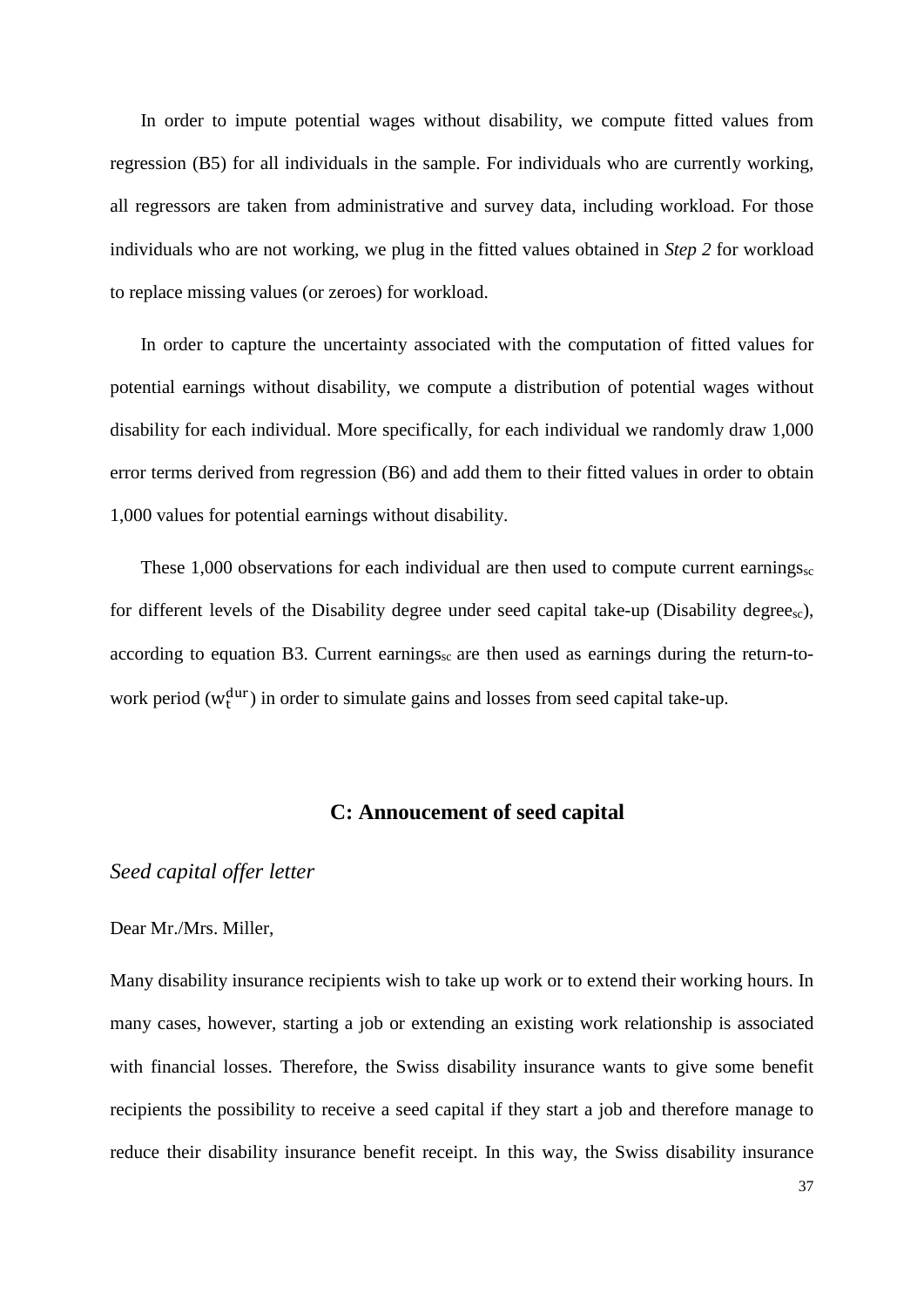In order to impute potential wages without disability, we compute fitted values from regression (B5) for all individuals in the sample. For individuals who are currently working, all regressors are taken from administrative and survey data, including workload. For those individuals who are not working, we plug in the fitted values obtained in *Step 2* for workload to replace missing values (or zeroes) for workload.

In order to capture the uncertainty associated with the computation of fitted values for potential earnings without disability, we compute a distribution of potential wages without disability for each individual. More specifically, for each individual we randomly draw 1,000 error terms derived from regression (B6) and add them to their fitted values in order to obtain 1,000 values for potential earnings without disability.

These 1,000 observations for each individual are then used to compute current earnings$_{sc}$ for different levels of the Disability degree under seed capital take-up (Disability degree$_{sc}$), according to equation B3. Current earnings$_{sc}$ are then used as earnings during the return-to-work period ($w_t^{dur}$) in order to simulate gains and losses from seed capital take-up.

## C: Annoucement of seed capital

### *Seed capital offer letter*

Dear Mr./Mrs. Miller,

Many disability insurance recipients wish to take up work or to extend their working hours. In many cases, however, starting a job or extending an existing work relationship is associated with financial losses. Therefore, the Swiss disability insurance wants to give some benefit recipients the possibility to receive a seed capital if they start a job and therefore manage to reduce their disability insurance benefit receipt. In this way, the Swiss disability insurance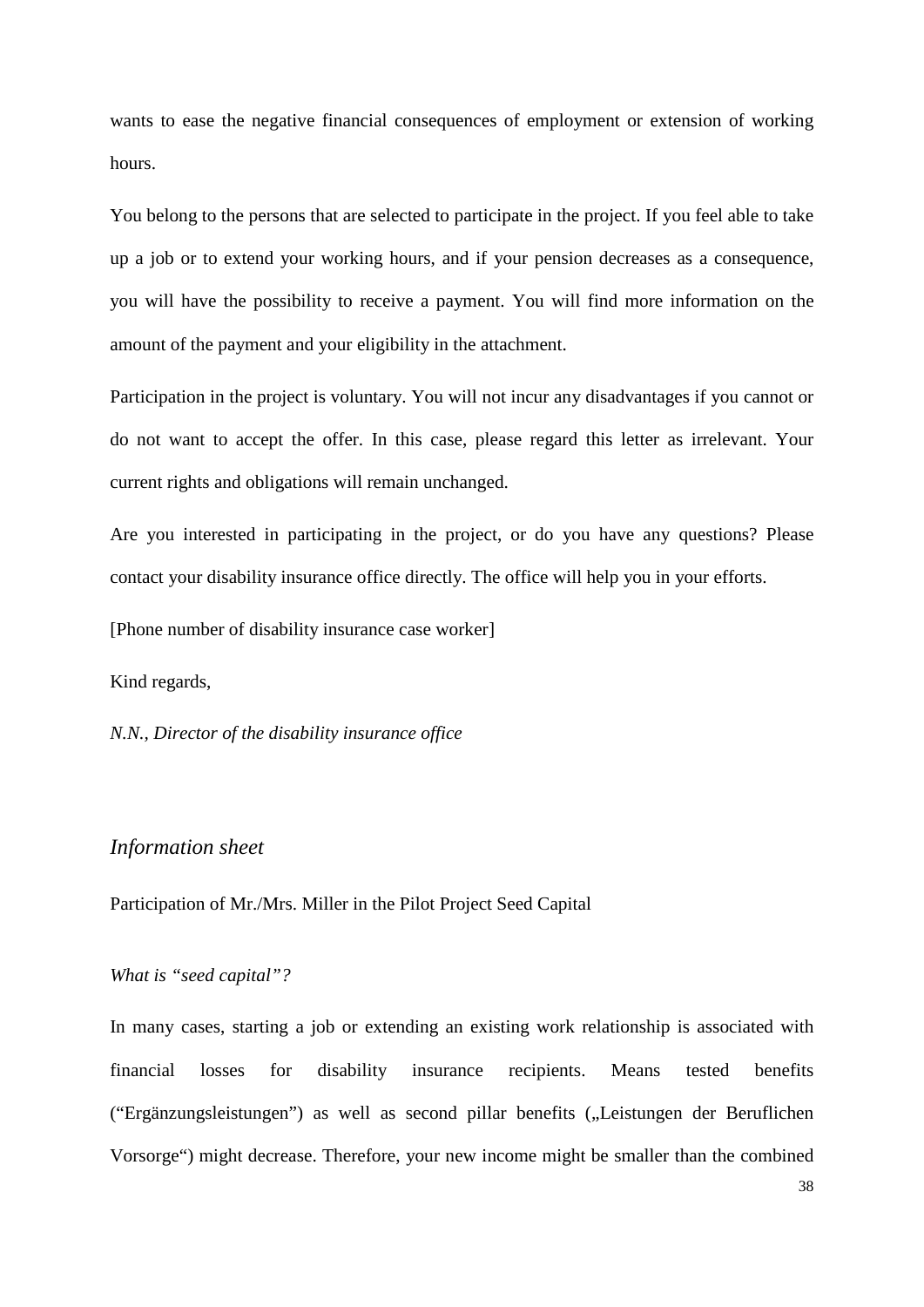wants to ease the negative financial consequences of employment or extension of working hours.

You belong to the persons that are selected to participate in the project. If you feel able to take up a job or to extend your working hours, and if your pension decreases as a consequence, you will have the possibility to receive a payment. You will find more information on the amount of the payment and your eligibility in the attachment.

Participation in the project is voluntary. You will not incur any disadvantages if you cannot or do not want to accept the offer. In this case, please regard this letter as irrelevant. Your current rights and obligations will remain unchanged.

Are you interested in participating in the project, or do you have any questions? Please contact your disability insurance office directly. The office will help you in your efforts.

[Phone number of disability insurance case worker]

Kind regards,

*N.N., Director of the disability insurance office*

## *Information sheet*

Participation of Mr./Mrs. Miller in the Pilot Project Seed Capital

### *What is "seed capital"?*

In many cases, starting a job or extending an existing work relationship is associated with financial losses for disability insurance recipients. Means tested benefits ("Ergänzungsleistungen") as well as second pillar benefits („Leistungen der Beruflichen Vorsorge") might decrease. Therefore, your new income might be smaller than the combined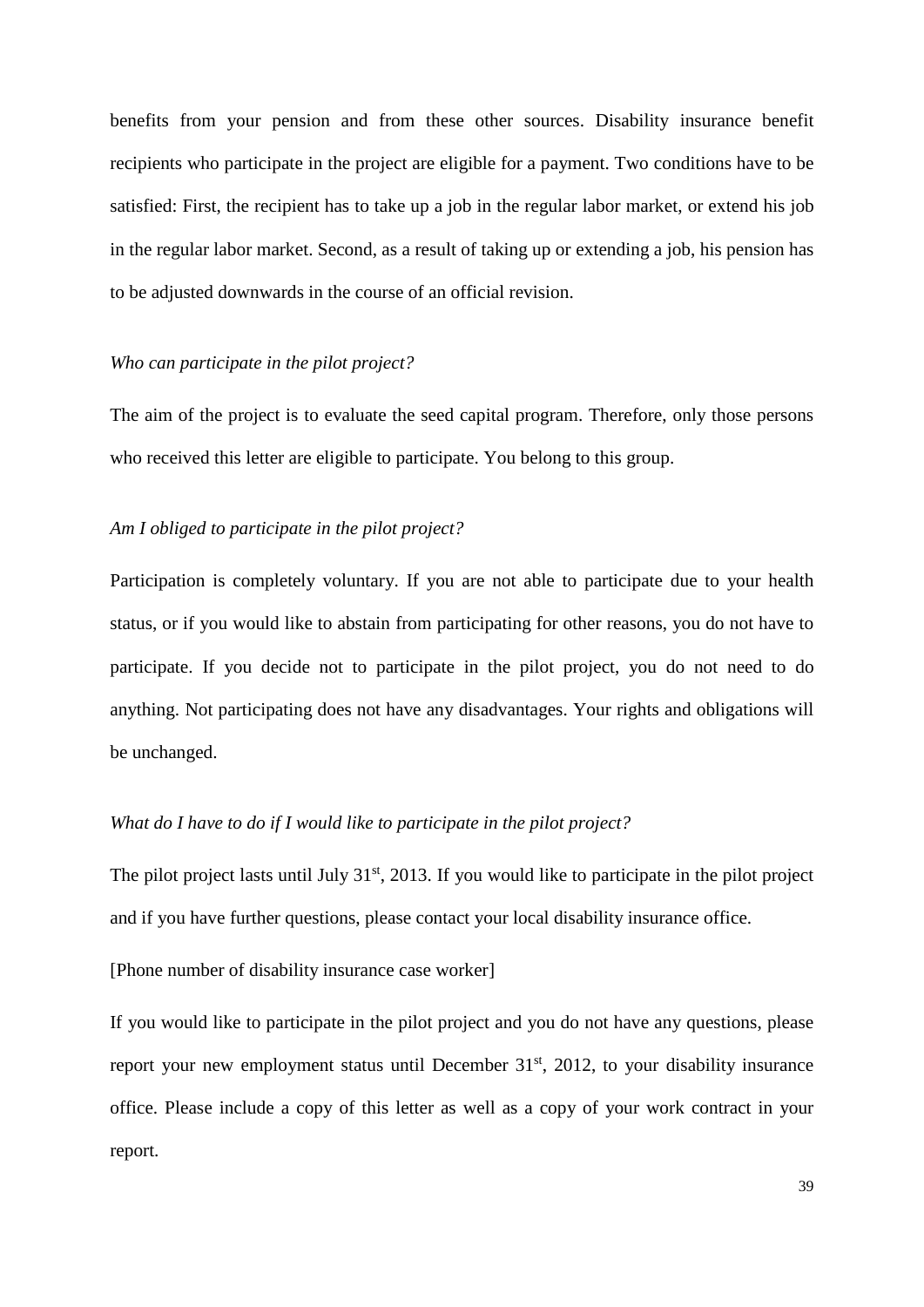benefits from your pension and from these other sources. Disability insurance benefit recipients who participate in the project are eligible for a payment. Two conditions have to be satisfied: First, the recipient has to take up a job in the regular labor market, or extend his job in the regular labor market. Second, as a result of taking up or extending a job, his pension has to be adjusted downwards in the course of an official revision.

*Who can participate in the pilot project?*

The aim of the project is to evaluate the seed capital program. Therefore, only those persons who received this letter are eligible to participate. You belong to this group.

*Am I obliged to participate in the pilot project?*

Participation is completely voluntary. If you are not able to participate due to your health status, or if you would like to abstain from participating for other reasons, you do not have to participate. If you decide not to participate in the pilot project, you do not need to do anything. Not participating does not have any disadvantages. Your rights and obligations will be unchanged.

*What do I have to do if I would like to participate in the pilot project?*

The pilot project lasts until July 31st, 2013. If you would like to participate in the pilot project and if you have further questions, please contact your local disability insurance office.

[Phone number of disability insurance case worker]

If you would like to participate in the pilot project and you do not have any questions, please report your new employment status until December 31st, 2012, to your disability insurance office. Please include a copy of this letter as well as a copy of your work contract in your report.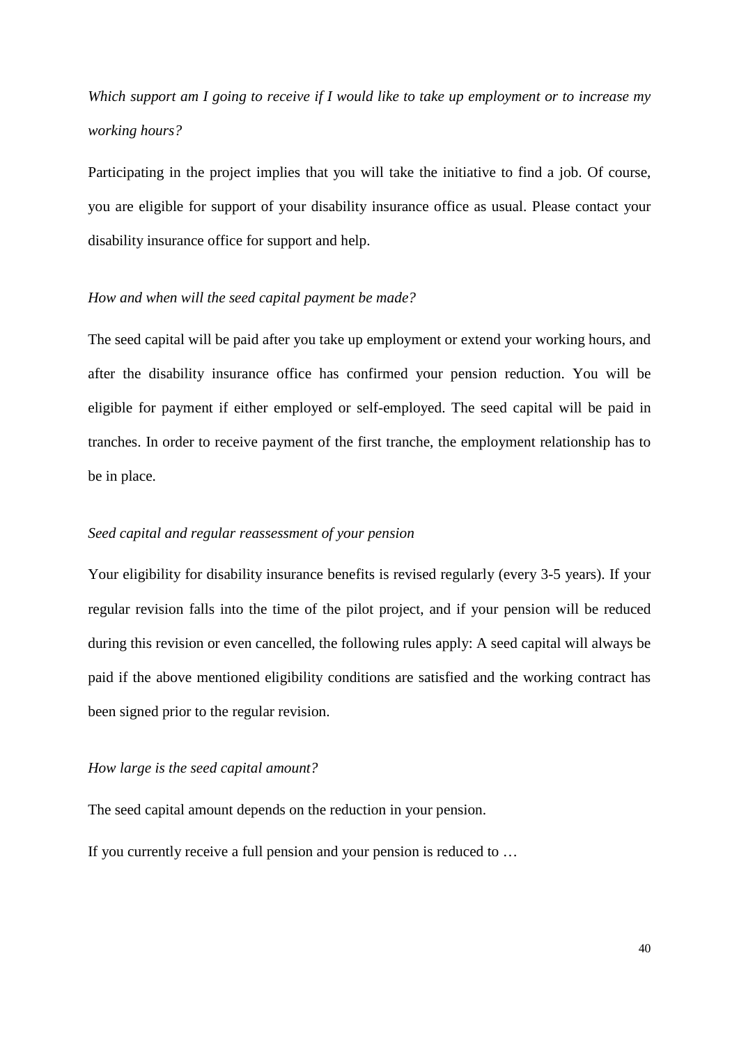*Which support am I going to receive if I would like to take up employment or to increase my working hours?*

Participating in the project implies that you will take the initiative to find a job. Of course, you are eligible for support of your disability insurance office as usual. Please contact your disability insurance office for support and help.

*How and when will the seed capital payment be made?*

The seed capital will be paid after you take up employment or extend your working hours, and after the disability insurance office has confirmed your pension reduction. You will be eligible for payment if either employed or self-employed. The seed capital will be paid in tranches. In order to receive payment of the first tranche, the employment relationship has to be in place.

*Seed capital and regular reassessment of your pension*

Your eligibility for disability insurance benefits is revised regularly (every 3-5 years). If your regular revision falls into the time of the pilot project, and if your pension will be reduced during this revision or even cancelled, the following rules apply: A seed capital will always be paid if the above mentioned eligibility conditions are satisfied and the working contract has been signed prior to the regular revision.

*How large is the seed capital amount?*

The seed capital amount depends on the reduction in your pension.

If you currently receive a full pension and your pension is reduced to …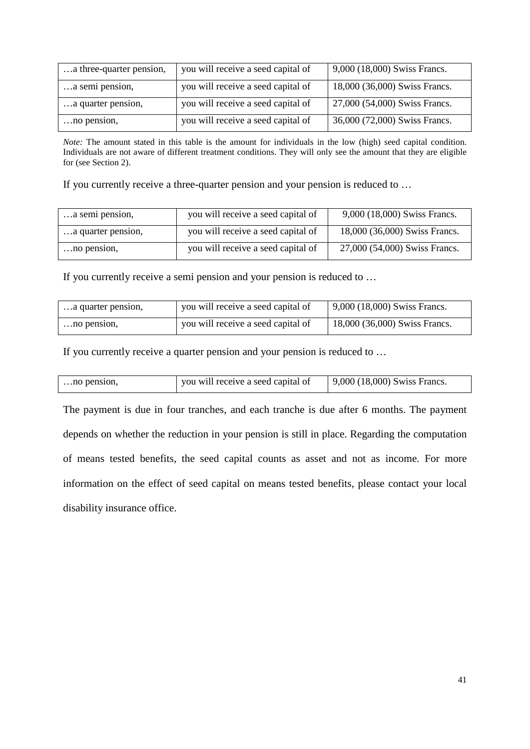| …a three-quarter pension, | you will receive a seed capital of | 9,000 (18,000) Swiss Francs. |
|---|---|---|
| …a semi pension, | you will receive a seed capital of | 18,000 (36,000) Swiss Francs. |
| …a quarter pension, | you will receive a seed capital of | 27,000 (54,000) Swiss Francs. |
| …no pension, | you will receive a seed capital of | 36,000 (72,000) Swiss Francs. |

*Note:* The amount stated in this table is the amount for individuals in the low (high) seed capital condition. Individuals are not aware of different treatment conditions. They will only see the amount that they are eligible for (see Section 2).

If you currently receive a three-quarter pension and your pension is reduced to …

| …a semi pension, | you will receive a seed capital of | 9,000 (18,000) Swiss Francs. |
|---|---|---|
| …a quarter pension, | you will receive a seed capital of | 18,000 (36,000) Swiss Francs. |
| …no pension, | you will receive a seed capital of | 27,000 (54,000) Swiss Francs. |

If you currently receive a semi pension and your pension is reduced to …

| …a quarter pension, | you will receive a seed capital of | 9,000 (18,000) Swiss Francs. |
|---|---|---|
| …no pension, | you will receive a seed capital of | 18,000 (36,000) Swiss Francs. |

If you currently receive a quarter pension and your pension is reduced to …

| …no pension, | you will receive a seed capital of | 9,000 (18,000) Swiss Francs. |
|---|---|---|

The payment is due in four tranches, and each tranche is due after 6 months. The payment depends on whether the reduction in your pension is still in place. Regarding the computation of means tested benefits, the seed capital counts as asset and not as income. For more information on the effect of seed capital on means tested benefits, please contact your local disability insurance office.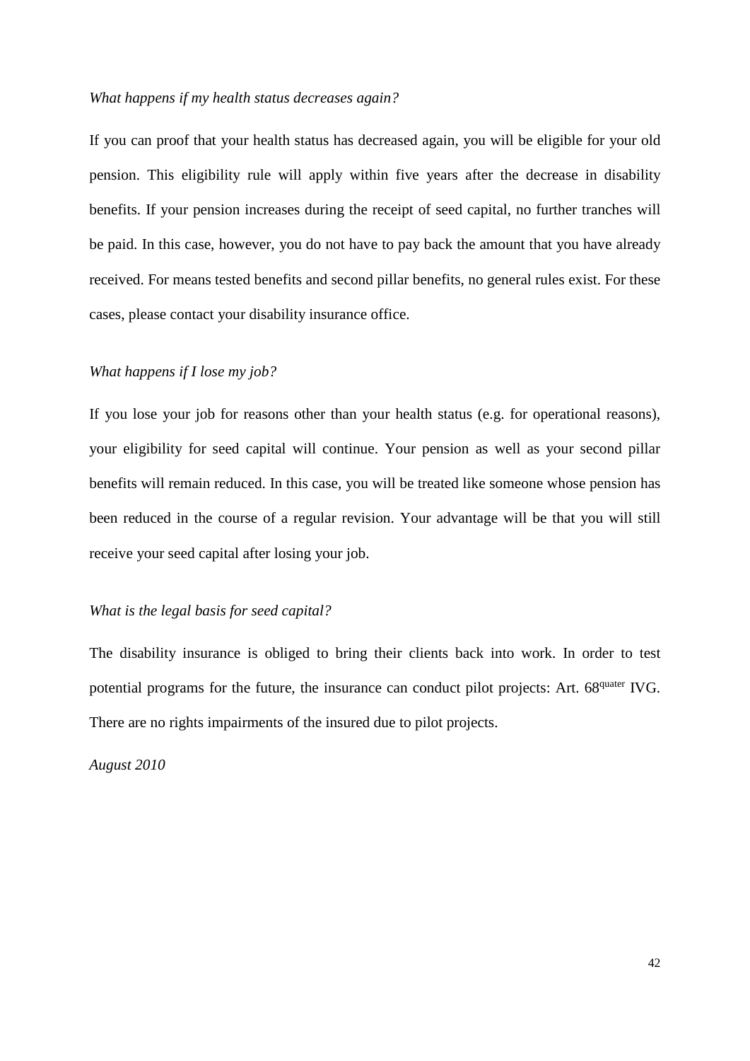*What happens if my health status decreases again?*

If you can proof that your health status has decreased again, you will be eligible for your old pension. This eligibility rule will apply within five years after the decrease in disability benefits. If your pension increases during the receipt of seed capital, no further tranches will be paid. In this case, however, you do not have to pay back the amount that you have already received. For means tested benefits and second pillar benefits, no general rules exist. For these cases, please contact your disability insurance office.

*What happens if I lose my job?*

If you lose your job for reasons other than your health status (e.g. for operational reasons), your eligibility for seed capital will continue. Your pension as well as your second pillar benefits will remain reduced. In this case, you will be treated like someone whose pension has been reduced in the course of a regular revision. Your advantage will be that you will still receive your seed capital after losing your job.

*What is the legal basis for seed capital?*

The disability insurance is obliged to bring their clients back into work. In order to test potential programs for the future, the insurance can conduct pilot projects: Art. 68$^{quater}$ IVG. There are no rights impairments of the insured due to pilot projects.

*August 2010*